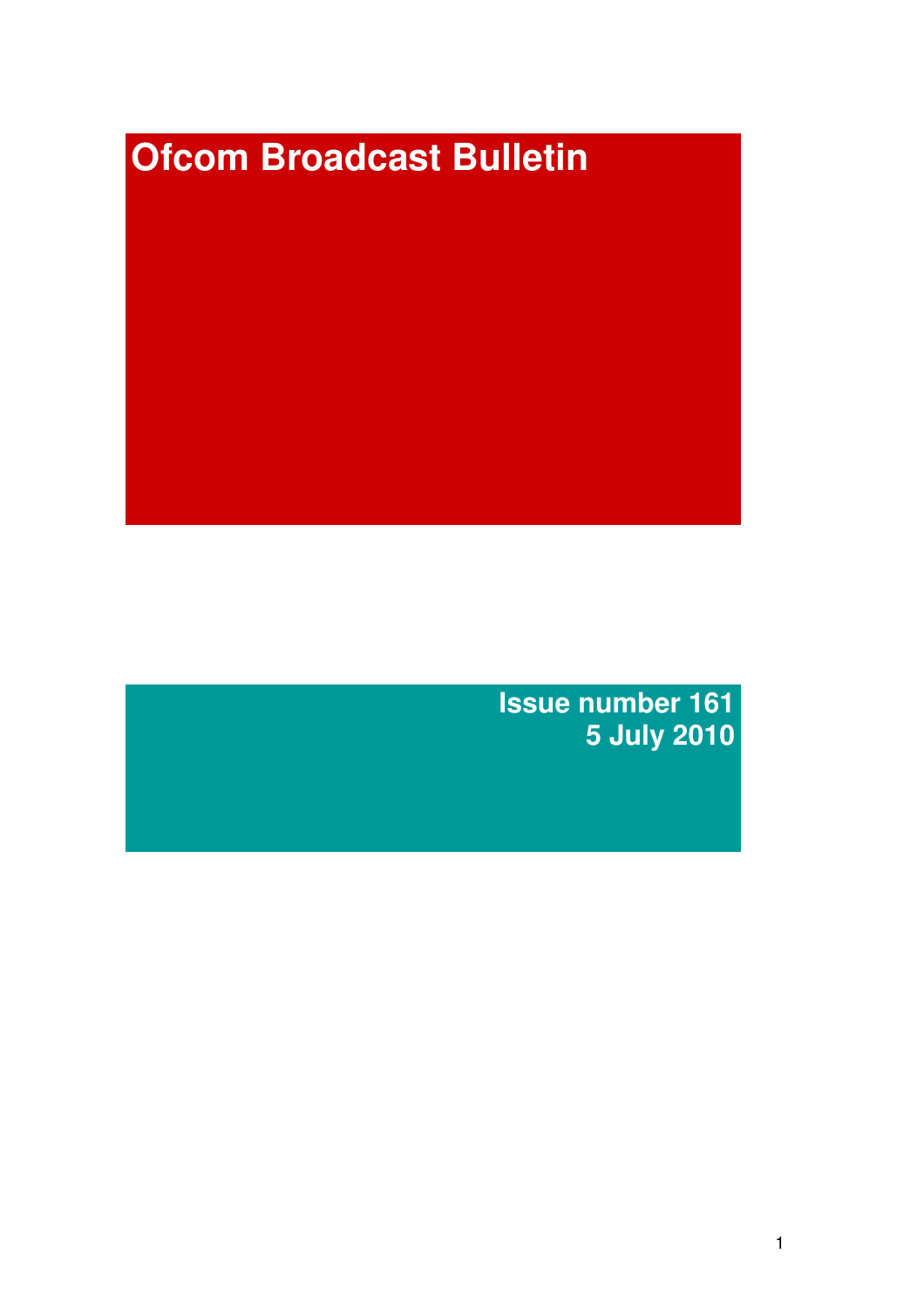# Ofcom Broadcast Bulletin

**Issue number 161**
**5 July 2010**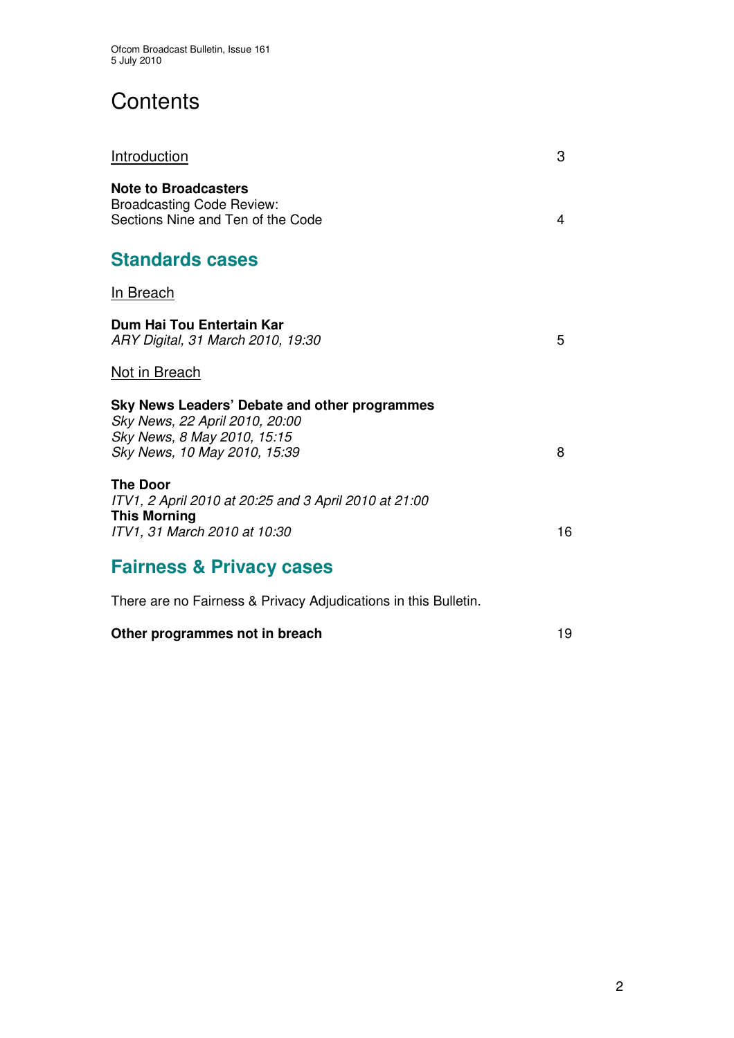# Contents

Introduction 3

**Note to Broadcasters**
Broadcasting Code Review:
Sections Nine and Ten of the Code 4

## Standards cases

In Breach

**Dum Hai Tou Entertain Kar**
*ARY Digital, 31 March 2010, 19:30* 5

Not in Breach

**Sky News Leaders' Debate and other programmes**
*Sky News, 22 April 2010, 20:00*
*Sky News, 8 May 2010, 15:15*
*Sky News, 10 May 2010, 15:39* 8

**The Door**
*ITV1, 2 April 2010 at 20:25 and 3 April 2010 at 21:00*
**This Morning**
*ITV1, 31 March 2010 at 10:30* 16

## Fairness & Privacy cases

There are no Fairness & Privacy Adjudications in this Bulletin.

**Other programmes not in breach** 19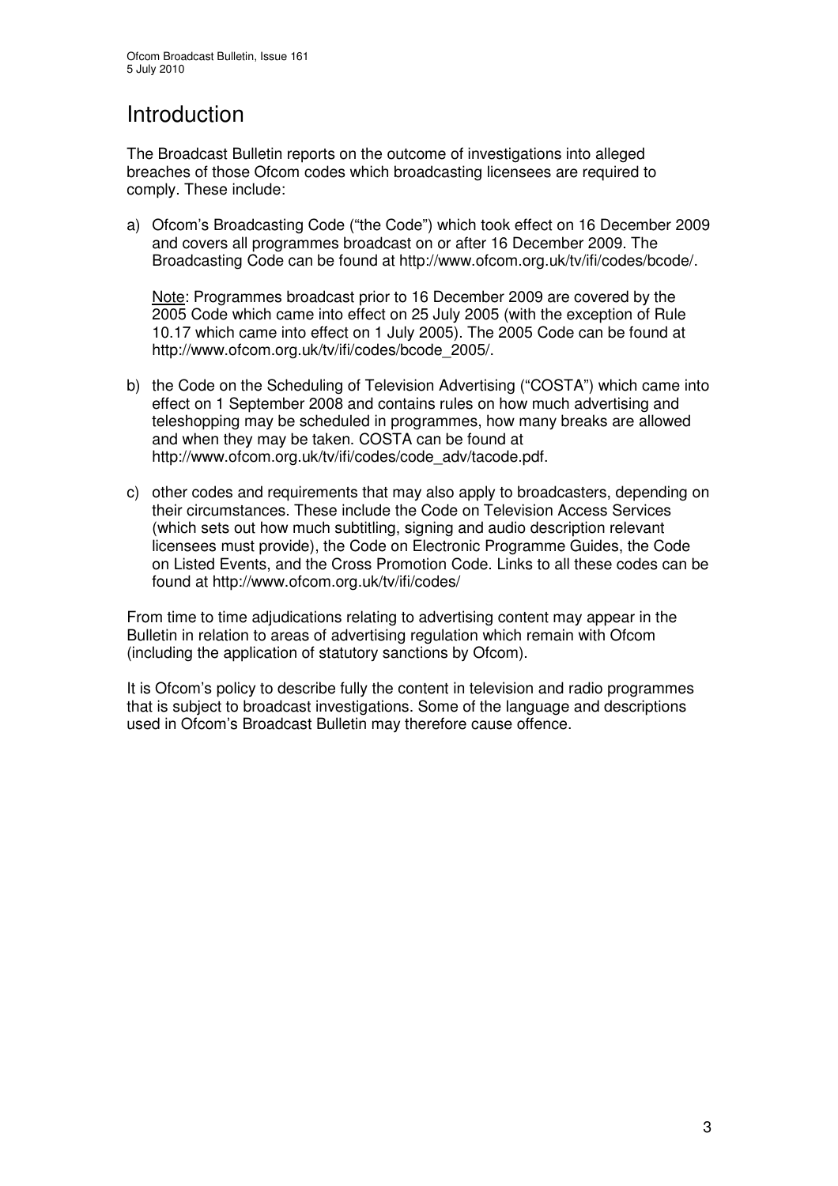# Introduction

The Broadcast Bulletin reports on the outcome of investigations into alleged breaches of those Ofcom codes which broadcasting licensees are required to comply. These include:

a) Ofcom's Broadcasting Code ("the Code") which took effect on 16 December 2009 and covers all programmes broadcast on or after 16 December 2009. The Broadcasting Code can be found at http://www.ofcom.org.uk/tv/ifi/codes/bcode/.

   Note: Programmes broadcast prior to 16 December 2009 are covered by the 2005 Code which came into effect on 25 July 2005 (with the exception of Rule 10.17 which came into effect on 1 July 2005). The 2005 Code can be found at http://www.ofcom.org.uk/tv/ifi/codes/bcode_2005/.

b) the Code on the Scheduling of Television Advertising ("COSTA") which came into effect on 1 September 2008 and contains rules on how much advertising and teleshopping may be scheduled in programmes, how many breaks are allowed and when they may be taken. COSTA can be found at http://www.ofcom.org.uk/tv/ifi/codes/code_adv/tacode.pdf.

c) other codes and requirements that may also apply to broadcasters, depending on their circumstances. These include the Code on Television Access Services (which sets out how much subtitling, signing and audio description relevant licensees must provide), the Code on Electronic Programme Guides, the Code on Listed Events, and the Cross Promotion Code. Links to all these codes can be found at http://www.ofcom.org.uk/tv/ifi/codes/

From time to time adjudications relating to advertising content may appear in the Bulletin in relation to areas of advertising regulation which remain with Ofcom (including the application of statutory sanctions by Ofcom).

It is Ofcom's policy to describe fully the content in television and radio programmes that is subject to broadcast investigations. Some of the language and descriptions used in Ofcom's Broadcast Bulletin may therefore cause offence.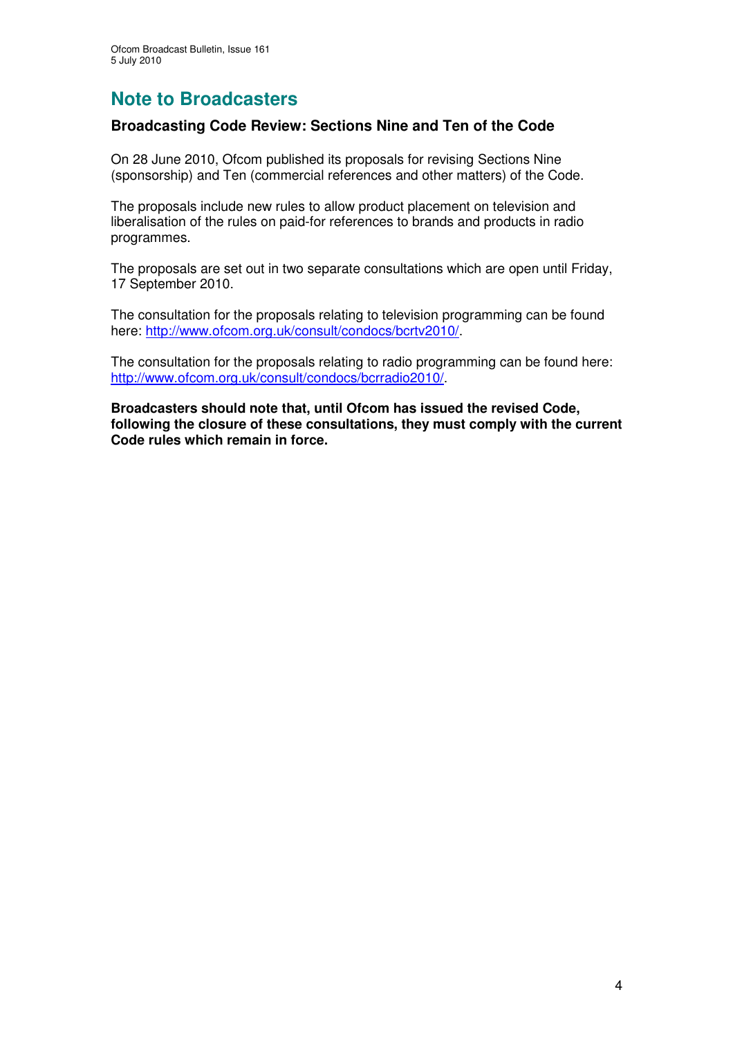# Note to Broadcasters

## Broadcasting Code Review: Sections Nine and Ten of the Code

On 28 June 2010, Ofcom published its proposals for revising Sections Nine (sponsorship) and Ten (commercial references and other matters) of the Code.

The proposals include new rules to allow product placement on television and liberalisation of the rules on paid-for references to brands and products in radio programmes.

The proposals are set out in two separate consultations which are open until Friday, 17 September 2010.

The consultation for the proposals relating to television programming can be found here: http://www.ofcom.org.uk/consult/condocs/bcrtv2010/.

The consultation for the proposals relating to radio programming can be found here: http://www.ofcom.org.uk/consult/condocs/bcrradio2010/.

**Broadcasters should note that, until Ofcom has issued the revised Code, following the closure of these consultations, they must comply with the current Code rules which remain in force.**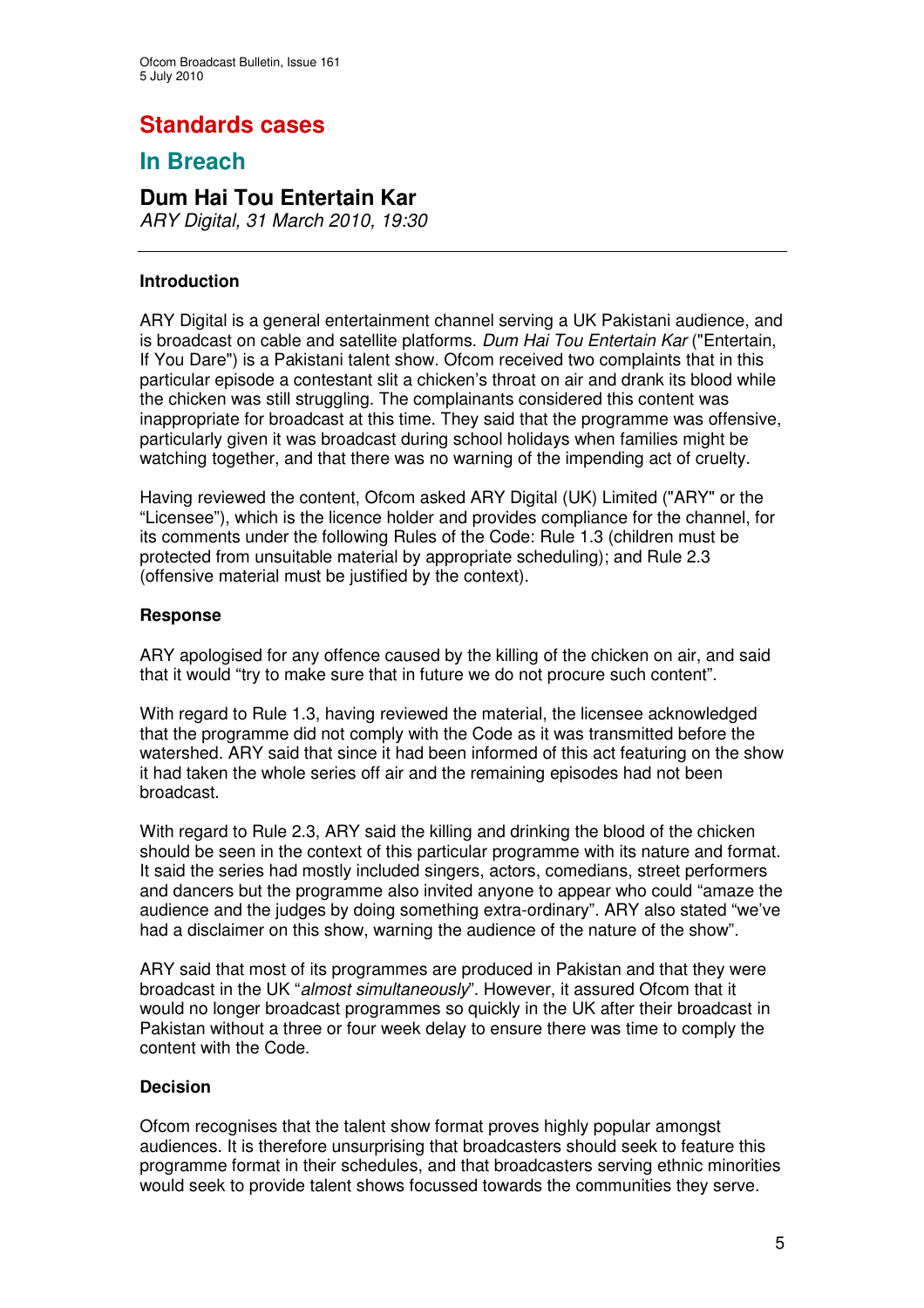# Standards cases

## In Breach

### Dum Hai Tou Entertain Kar

*ARY Digital, 31 March 2010, 19:30*

---

**Introduction**

ARY Digital is a general entertainment channel serving a UK Pakistani audience, and is broadcast on cable and satellite platforms. *Dum Hai Tou Entertain Kar* ("Entertain, If You Dare") is a Pakistani talent show. Ofcom received two complaints that in this particular episode a contestant slit a chicken's throat on air and drank its blood while the chicken was still struggling. The complainants considered this content was inappropriate for broadcast at this time. They said that the programme was offensive, particularly given it was broadcast during school holidays when families might be watching together, and that there was no warning of the impending act of cruelty.

Having reviewed the content, Ofcom asked ARY Digital (UK) Limited ("ARY" or the "Licensee"), which is the licence holder and provides compliance for the channel, for its comments under the following Rules of the Code: Rule 1.3 (children must be protected from unsuitable material by appropriate scheduling); and Rule 2.3 (offensive material must be justified by the context).

**Response**

ARY apologised for any offence caused by the killing of the chicken on air, and said that it would "try to make sure that in future we do not procure such content".

With regard to Rule 1.3, having reviewed the material, the licensee acknowledged that the programme did not comply with the Code as it was transmitted before the watershed. ARY said that since it had been informed of this act featuring on the show it had taken the whole series off air and the remaining episodes had not been broadcast.

With regard to Rule 2.3, ARY said the killing and drinking the blood of the chicken should be seen in the context of this particular programme with its nature and format. It said the series had mostly included singers, actors, comedians, street performers and dancers but the programme also invited anyone to appear who could "amaze the audience and the judges by doing something extra-ordinary". ARY also stated "we've had a disclaimer on this show, warning the audience of the nature of the show".

ARY said that most of its programmes are produced in Pakistan and that they were broadcast in the UK "*almost simultaneously*". However, it assured Ofcom that it would no longer broadcast programmes so quickly in the UK after their broadcast in Pakistan without a three or four week delay to ensure there was time to comply the content with the Code.

**Decision**

Ofcom recognises that the talent show format proves highly popular amongst audiences. It is therefore unsurprising that broadcasters should seek to feature this programme format in their schedules, and that broadcasters serving ethnic minorities would seek to provide talent shows focussed towards the communities they serve.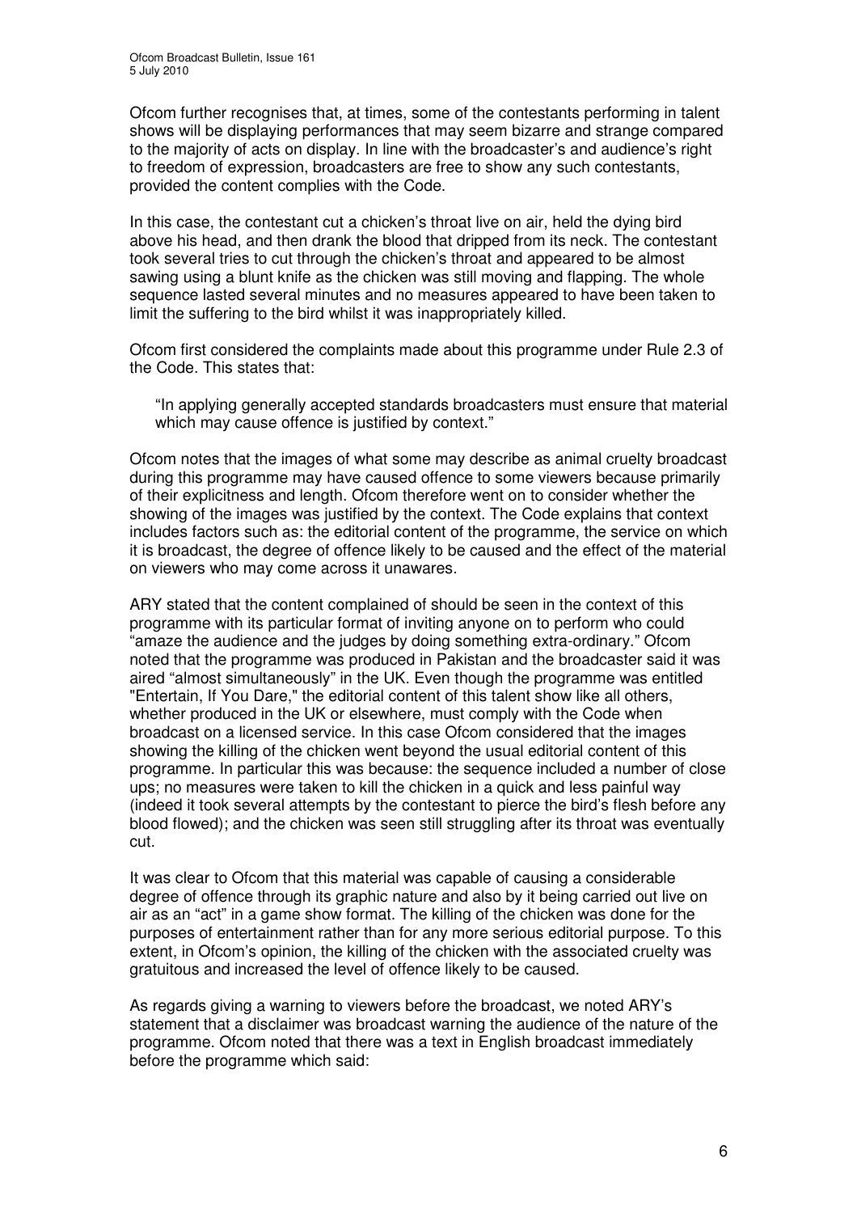Ofcom further recognises that, at times, some of the contestants performing in talent shows will be displaying performances that may seem bizarre and strange compared to the majority of acts on display. In line with the broadcaster's and audience's right to freedom of expression, broadcasters are free to show any such contestants, provided the content complies with the Code.

In this case, the contestant cut a chicken's throat live on air, held the dying bird above his head, and then drank the blood that dripped from its neck. The contestant took several tries to cut through the chicken's throat and appeared to be almost sawing using a blunt knife as the chicken was still moving and flapping. The whole sequence lasted several minutes and no measures appeared to have been taken to limit the suffering to the bird whilst it was inappropriately killed.

Ofcom first considered the complaints made about this programme under Rule 2.3 of the Code. This states that:

> "In applying generally accepted standards broadcasters must ensure that material which may cause offence is justified by context."

Ofcom notes that the images of what some may describe as animal cruelty broadcast during this programme may have caused offence to some viewers because primarily of their explicitness and length. Ofcom therefore went on to consider whether the showing of the images was justified by the context. The Code explains that context includes factors such as: the editorial content of the programme, the service on which it is broadcast, the degree of offence likely to be caused and the effect of the material on viewers who may come across it unawares.

ARY stated that the content complained of should be seen in the context of this programme with its particular format of inviting anyone on to perform who could "amaze the audience and the judges by doing something extra-ordinary." Ofcom noted that the programme was produced in Pakistan and the broadcaster said it was aired "almost simultaneously" in the UK. Even though the programme was entitled "Entertain, If You Dare," the editorial content of this talent show like all others, whether produced in the UK or elsewhere, must comply with the Code when broadcast on a licensed service. In this case Ofcom considered that the images showing the killing of the chicken went beyond the usual editorial content of this programme. In particular this was because: the sequence included a number of close ups; no measures were taken to kill the chicken in a quick and less painful way (indeed it took several attempts by the contestant to pierce the bird's flesh before any blood flowed); and the chicken was seen still struggling after its throat was eventually cut.

It was clear to Ofcom that this material was capable of causing a considerable degree of offence through its graphic nature and also by it being carried out live on air as an "act" in a game show format. The killing of the chicken was done for the purposes of entertainment rather than for any more serious editorial purpose. To this extent, in Ofcom's opinion, the killing of the chicken with the associated cruelty was gratuitous and increased the level of offence likely to be caused.

As regards giving a warning to viewers before the broadcast, we noted ARY's statement that a disclaimer was broadcast warning the audience of the nature of the programme. Ofcom noted that there was a text in English broadcast immediately before the programme which said: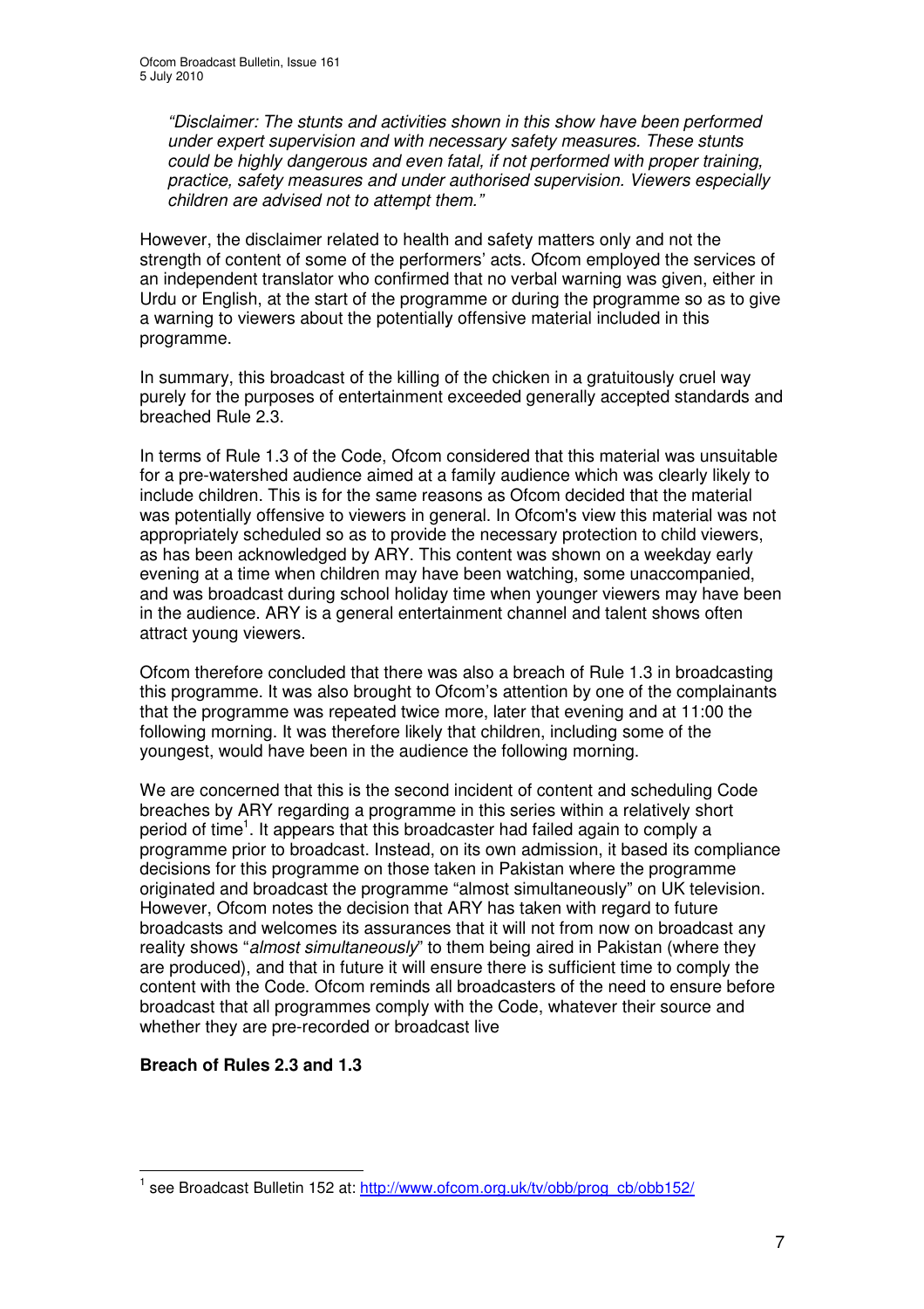*"Disclaimer: The stunts and activities shown in this show have been performed under expert supervision and with necessary safety measures. These stunts could be highly dangerous and even fatal, if not performed with proper training, practice, safety measures and under authorised supervision. Viewers especially children are advised not to attempt them."*

However, the disclaimer related to health and safety matters only and not the strength of content of some of the performers' acts. Ofcom employed the services of an independent translator who confirmed that no verbal warning was given, either in Urdu or English, at the start of the programme or during the programme so as to give a warning to viewers about the potentially offensive material included in this programme.

In summary, this broadcast of the killing of the chicken in a gratuitously cruel way purely for the purposes of entertainment exceeded generally accepted standards and breached Rule 2.3.

In terms of Rule 1.3 of the Code, Ofcom considered that this material was unsuitable for a pre-watershed audience aimed at a family audience which was clearly likely to include children. This is for the same reasons as Ofcom decided that the material was potentially offensive to viewers in general. In Ofcom's view this material was not appropriately scheduled so as to provide the necessary protection to child viewers, as has been acknowledged by ARY. This content was shown on a weekday early evening at a time when children may have been watching, some unaccompanied, and was broadcast during school holiday time when younger viewers may have been in the audience. ARY is a general entertainment channel and talent shows often attract young viewers.

Ofcom therefore concluded that there was also a breach of Rule 1.3 in broadcasting this programme. It was also brought to Ofcom's attention by one of the complainants that the programme was repeated twice more, later that evening and at 11:00 the following morning. It was therefore likely that children, including some of the youngest, would have been in the audience the following morning.

We are concerned that this is the second incident of content and scheduling Code breaches by ARY regarding a programme in this series within a relatively short period of time[1]. It appears that this broadcaster had failed again to comply a programme prior to broadcast. Instead, on its own admission, it based its compliance decisions for this programme on those taken in Pakistan where the programme originated and broadcast the programme "almost simultaneously" on UK television. However, Ofcom notes the decision that ARY has taken with regard to future broadcasts and welcomes its assurances that it will not from now on broadcast any reality shows "*almost simultaneously*" to them being aired in Pakistan (where they are produced), and that in future it will ensure there is sufficient time to comply the content with the Code. Ofcom reminds all broadcasters of the need to ensure before broadcast that all programmes comply with the Code, whatever their source and whether they are pre-recorded or broadcast live

**Breach of Rules 2.3 and 1.3**

[1] see Broadcast Bulletin 152 at: http://www.ofcom.org.uk/tv/obb/prog_cb/obb152/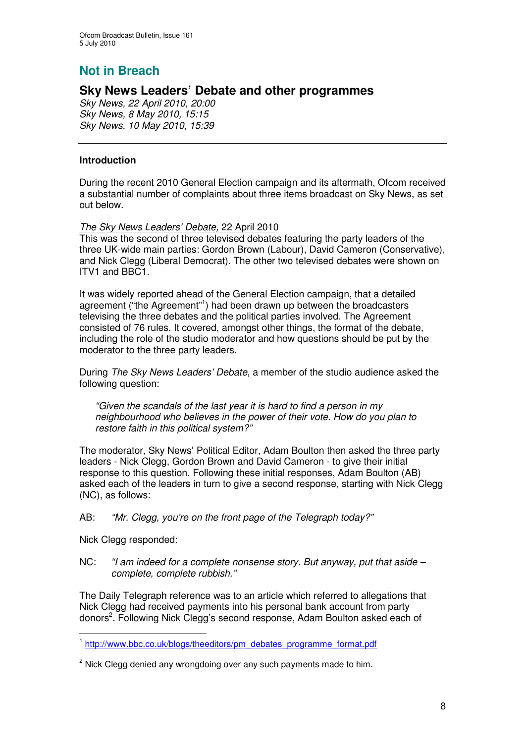# Not in Breach

## Sky News Leaders' Debate and other programmes

*Sky News, 22 April 2010, 20:00*
*Sky News, 8 May 2010, 15:15*
*Sky News, 10 May 2010, 15:39*

---

### Introduction

During the recent 2010 General Election campaign and its aftermath, Ofcom received a substantial number of complaints about three items broadcast on Sky News, as set out below.

*The Sky News Leaders' Debate,* 22 April 2010

This was the second of three televised debates featuring the party leaders of the three UK-wide main parties: Gordon Brown (Labour), David Cameron (Conservative), and Nick Clegg (Liberal Democrat). The other two televised debates were shown on ITV1 and BBC1.

It was widely reported ahead of the General Election campaign, that a detailed agreement ("the Agreement"[1]) had been drawn up between the broadcasters televising the three debates and the political parties involved. The Agreement consisted of 76 rules. It covered, amongst other things, the format of the debate, including the role of the studio moderator and how questions should be put by the moderator to the three party leaders.

During *The Sky News Leaders' Debate*, a member of the studio audience asked the following question:

> *"Given the scandals of the last year it is hard to find a person in my neighbourhood who believes in the power of their vote. How do you plan to restore faith in this political system?"*

The moderator, Sky News' Political Editor, Adam Boulton then asked the three party leaders - Nick Clegg, Gordon Brown and David Cameron - to give their initial response to this question. Following these initial responses, Adam Boulton (AB) asked each of the leaders in turn to give a second response, starting with Nick Clegg (NC), as follows:

AB: *"Mr. Clegg, you're on the front page of the Telegraph today?"*

Nick Clegg responded:

NC: *"I am indeed for a complete nonsense story. But anyway, put that aside – complete, complete rubbish."*

The Daily Telegraph reference was to an article which referred to allegations that Nick Clegg had received payments into his personal bank account from party donors[2]. Following Nick Clegg's second response, Adam Boulton asked each of

---

[1] http://www.bbc.co.uk/blogs/theeditors/pm_debates_programme_format.pdf

[2] Nick Clegg denied any wrongdoing over any such payments made to him.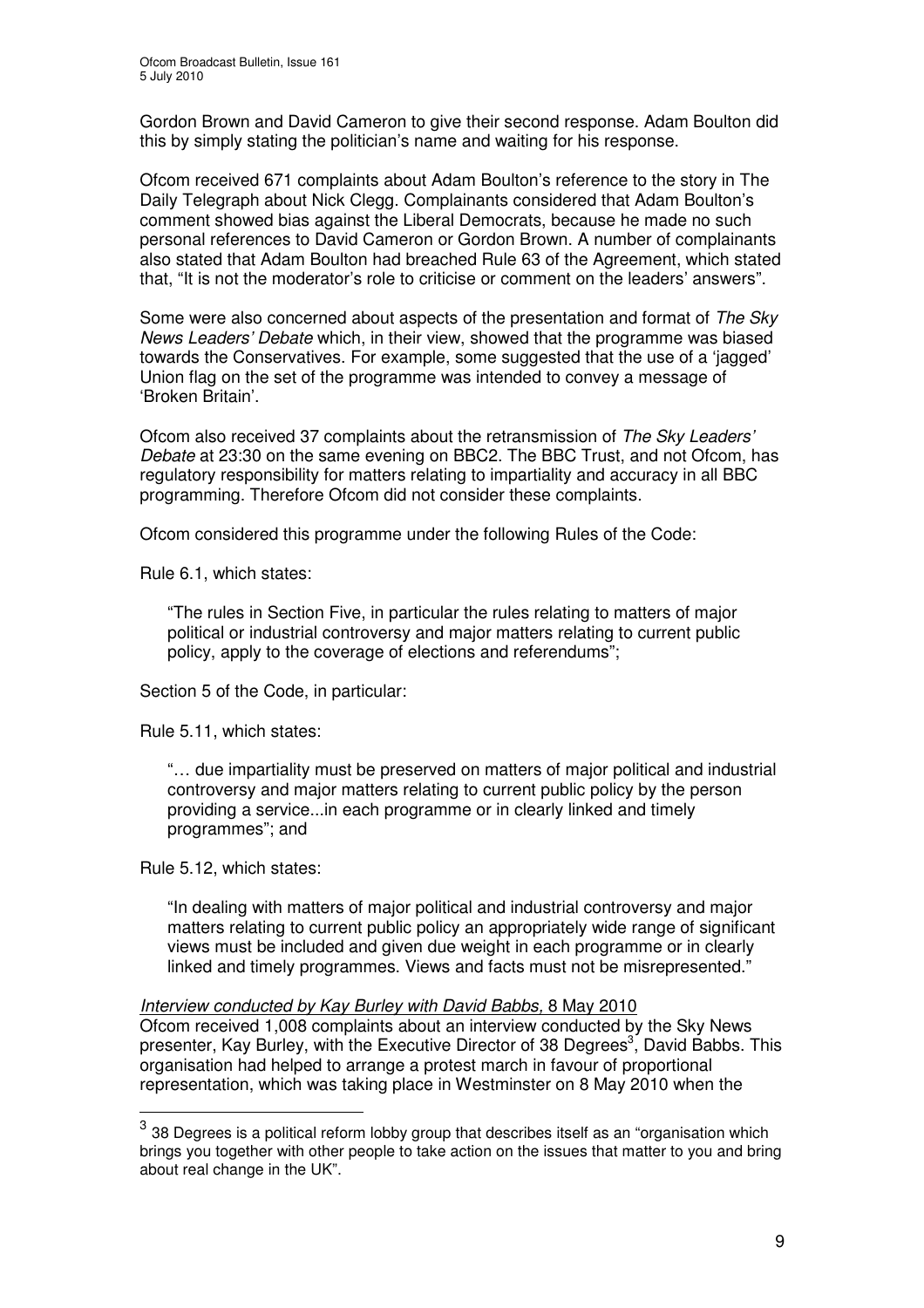Gordon Brown and David Cameron to give their second response. Adam Boulton did this by simply stating the politician's name and waiting for his response.

Ofcom received 671 complaints about Adam Boulton's reference to the story in The Daily Telegraph about Nick Clegg. Complainants considered that Adam Boulton's comment showed bias against the Liberal Democrats, because he made no such personal references to David Cameron or Gordon Brown. A number of complainants also stated that Adam Boulton had breached Rule 63 of the Agreement, which stated that, "It is not the moderator's role to criticise or comment on the leaders' answers".

Some were also concerned about aspects of the presentation and format of *The Sky News Leaders' Debate* which, in their view, showed that the programme was biased towards the Conservatives. For example, some suggested that the use of a 'jagged' Union flag on the set of the programme was intended to convey a message of 'Broken Britain'.

Ofcom also received 37 complaints about the retransmission of *The Sky Leaders' Debate* at 23:30 on the same evening on BBC2. The BBC Trust, and not Ofcom, has regulatory responsibility for matters relating to impartiality and accuracy in all BBC programming. Therefore Ofcom did not consider these complaints.

Ofcom considered this programme under the following Rules of the Code:

Rule 6.1, which states:

> "The rules in Section Five, in particular the rules relating to matters of major political or industrial controversy and major matters relating to current public policy, apply to the coverage of elections and referendums";

Section 5 of the Code, in particular:

Rule 5.11, which states:

> "… due impartiality must be preserved on matters of major political and industrial controversy and major matters relating to current public policy by the person providing a service...in each programme or in clearly linked and timely programmes"; and

Rule 5.12, which states:

> "In dealing with matters of major political and industrial controversy and major matters relating to current public policy an appropriately wide range of significant views must be included and given due weight in each programme or in clearly linked and timely programmes. Views and facts must not be misrepresented."

*Interview conducted by Kay Burley with David Babbs,* 8 May 2010

Ofcom received 1,008 complaints about an interview conducted by the Sky News presenter, Kay Burley, with the Executive Director of 38 Degrees[3], David Babbs. This organisation had helped to arrange a protest march in favour of proportional representation, which was taking place in Westminster on 8 May 2010 when the

[3] 38 Degrees is a political reform lobby group that describes itself as an "organisation which brings you together with other people to take action on the issues that matter to you and bring about real change in the UK".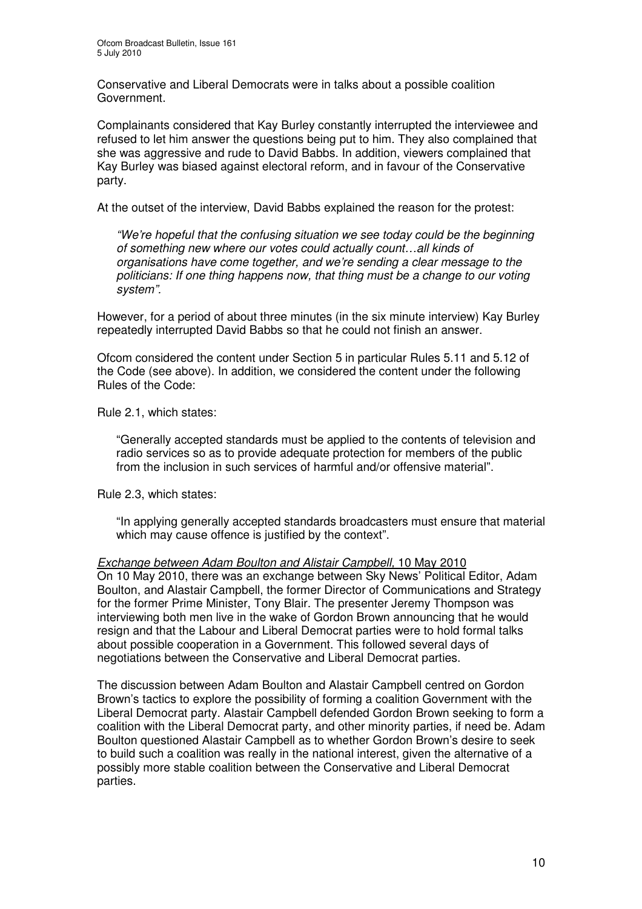Conservative and Liberal Democrats were in talks about a possible coalition Government.

Complainants considered that Kay Burley constantly interrupted the interviewee and refused to let him answer the questions being put to him. They also complained that she was aggressive and rude to David Babbs. In addition, viewers complained that Kay Burley was biased against electoral reform, and in favour of the Conservative party.

At the outset of the interview, David Babbs explained the reason for the protest:

> *"We're hopeful that the confusing situation we see today could be the beginning of something new where our votes could actually count…all kinds of organisations have come together, and we're sending a clear message to the politicians: If one thing happens now, that thing must be a change to our voting system".*

However, for a period of about three minutes (in the six minute interview) Kay Burley repeatedly interrupted David Babbs so that he could not finish an answer.

Ofcom considered the content under Section 5 in particular Rules 5.11 and 5.12 of the Code (see above). In addition, we considered the content under the following Rules of the Code:

Rule 2.1, which states:

> "Generally accepted standards must be applied to the contents of television and radio services so as to provide adequate protection for members of the public from the inclusion in such services of harmful and/or offensive material".

Rule 2.3, which states:

> "In applying generally accepted standards broadcasters must ensure that material which may cause offence is justified by the context".

*Exchange between Adam Boulton and Alistair Campbell*, 10 May 2010

On 10 May 2010, there was an exchange between Sky News' Political Editor, Adam Boulton, and Alastair Campbell, the former Director of Communications and Strategy for the former Prime Minister, Tony Blair. The presenter Jeremy Thompson was interviewing both men live in the wake of Gordon Brown announcing that he would resign and that the Labour and Liberal Democrat parties were to hold formal talks about possible cooperation in a Government. This followed several days of negotiations between the Conservative and Liberal Democrat parties.

The discussion between Adam Boulton and Alastair Campbell centred on Gordon Brown's tactics to explore the possibility of forming a coalition Government with the Liberal Democrat party. Alastair Campbell defended Gordon Brown seeking to form a coalition with the Liberal Democrat party, and other minority parties, if need be. Adam Boulton questioned Alastair Campbell as to whether Gordon Brown's desire to seek to build such a coalition was really in the national interest, given the alternative of a possibly more stable coalition between the Conservative and Liberal Democrat parties.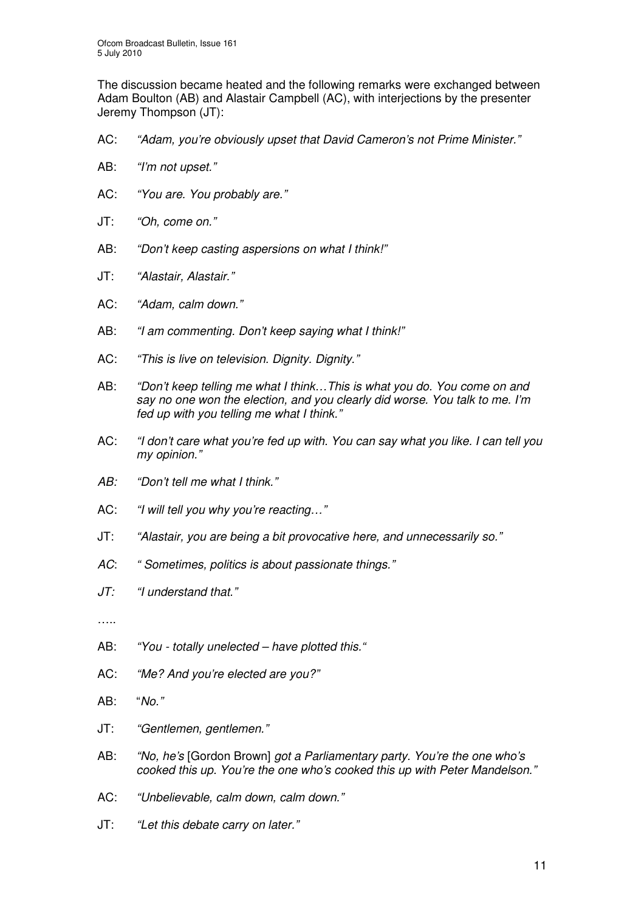The discussion became heated and the following remarks were exchanged between Adam Boulton (AB) and Alastair Campbell (AC), with interjections by the presenter Jeremy Thompson (JT):

AC: *"Adam, you're obviously upset that David Cameron's not Prime Minister."*

AB: *"I'm not upset."*

AC: *"You are. You probably are."*

JT: *"Oh, come on."*

AB: *"Don't keep casting aspersions on what I think!"*

JT: *"Alastair, Alastair."*

AC: *"Adam, calm down."*

AB: *"I am commenting. Don't keep saying what I think!"*

AC: *"This is live on television. Dignity. Dignity."*

AB: *"Don't keep telling me what I think…This is what you do. You come on and say no one won the election, and you clearly did worse. You talk to me. I'm fed up with you telling me what I think."*

AC: *"I don't care what you're fed up with. You can say what you like. I can tell you my opinion."*

*AB:* *"Don't tell me what I think."*

AC: *"I will tell you why you're reacting…"*

JT: *"Alastair, you are being a bit provocative here, and unnecessarily so."*

*AC*: *" Sometimes, politics is about passionate things."*

*JT:* *"I understand that."*

…..

AB: *"You - totally unelected – have plotted this."*

AC: *"Me? And you're elected are you?"*

AB: "*No."*

JT: *"Gentlemen, gentlemen."*

AB: *"No, he's* [Gordon Brown] *got a Parliamentary party. You're the one who's cooked this up. You're the one who's cooked this up with Peter Mandelson."*

AC: *"Unbelievable, calm down, calm down."*

JT: *"Let this debate carry on later."*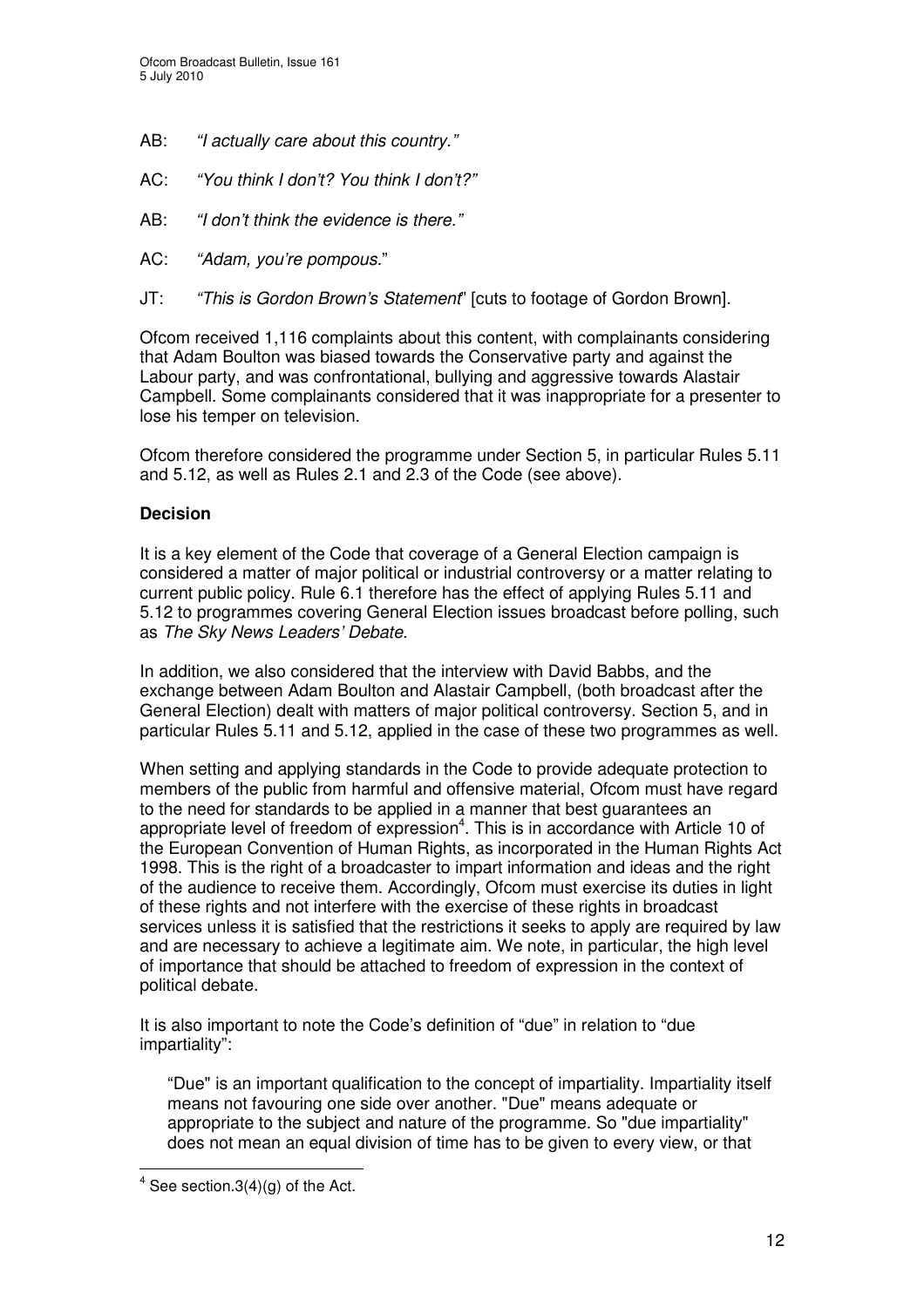AB: *"I actually care about this country."*

AC: *"You think I don't? You think I don't?"*

AB: *"I don't think the evidence is there."*

AC: *"Adam, you're pompous.*"

JT: *"This is Gordon Brown's Statement*" [cuts to footage of Gordon Brown].

Ofcom received 1,116 complaints about this content, with complainants considering that Adam Boulton was biased towards the Conservative party and against the Labour party, and was confrontational, bullying and aggressive towards Alastair Campbell. Some complainants considered that it was inappropriate for a presenter to lose his temper on television.

Ofcom therefore considered the programme under Section 5, in particular Rules 5.11 and 5.12, as well as Rules 2.1 and 2.3 of the Code (see above).

**Decision**

It is a key element of the Code that coverage of a General Election campaign is considered a matter of major political or industrial controversy or a matter relating to current public policy. Rule 6.1 therefore has the effect of applying Rules 5.11 and 5.12 to programmes covering General Election issues broadcast before polling, such as *The Sky News Leaders' Debate.*

In addition, we also considered that the interview with David Babbs, and the exchange between Adam Boulton and Alastair Campbell, (both broadcast after the General Election) dealt with matters of major political controversy. Section 5, and in particular Rules 5.11 and 5.12, applied in the case of these two programmes as well.

When setting and applying standards in the Code to provide adequate protection to members of the public from harmful and offensive material, Ofcom must have regard to the need for standards to be applied in a manner that best guarantees an appropriate level of freedom of expression[4]. This is in accordance with Article 10 of the European Convention of Human Rights, as incorporated in the Human Rights Act 1998. This is the right of a broadcaster to impart information and ideas and the right of the audience to receive them. Accordingly, Ofcom must exercise its duties in light of these rights and not interfere with the exercise of these rights in broadcast services unless it is satisfied that the restrictions it seeks to apply are required by law and are necessary to achieve a legitimate aim. We note, in particular, the high level of importance that should be attached to freedom of expression in the context of political debate.

It is also important to note the Code's definition of "due" in relation to "due impartiality":

> "Due" is an important qualification to the concept of impartiality. Impartiality itself means not favouring one side over another. "Due" means adequate or appropriate to the subject and nature of the programme. So "due impartiality" does not mean an equal division of time has to be given to every view, or that

[4] See section.3(4)(g) of the Act.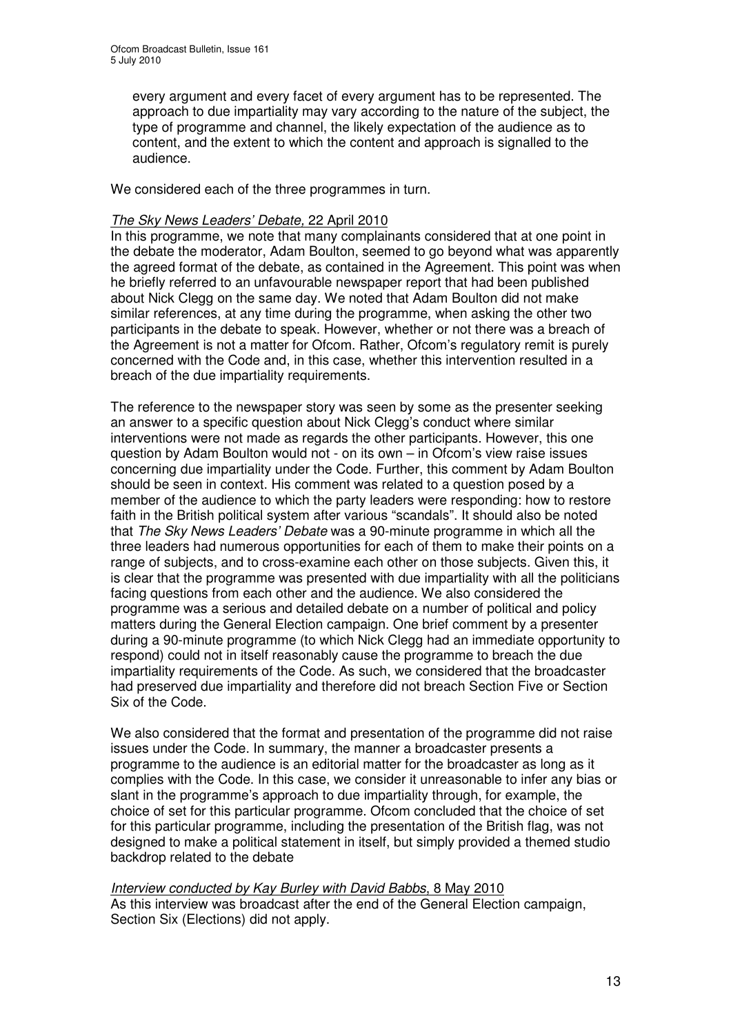every argument and every facet of every argument has to be represented. The approach to due impartiality may vary according to the nature of the subject, the type of programme and channel, the likely expectation of the audience as to content, and the extent to which the content and approach is signalled to the audience.

We considered each of the three programmes in turn.

*The Sky News Leaders' Debate,* 22 April 2010

In this programme, we note that many complainants considered that at one point in the debate the moderator, Adam Boulton, seemed to go beyond what was apparently the agreed format of the debate, as contained in the Agreement. This point was when he briefly referred to an unfavourable newspaper report that had been published about Nick Clegg on the same day. We noted that Adam Boulton did not make similar references, at any time during the programme, when asking the other two participants in the debate to speak. However, whether or not there was a breach of the Agreement is not a matter for Ofcom. Rather, Ofcom's regulatory remit is purely concerned with the Code and, in this case, whether this intervention resulted in a breach of the due impartiality requirements.

The reference to the newspaper story was seen by some as the presenter seeking an answer to a specific question about Nick Clegg's conduct where similar interventions were not made as regards the other participants. However, this one question by Adam Boulton would not - on its own – in Ofcom's view raise issues concerning due impartiality under the Code. Further, this comment by Adam Boulton should be seen in context. His comment was related to a question posed by a member of the audience to which the party leaders were responding: how to restore faith in the British political system after various "scandals". It should also be noted that *The Sky News Leaders' Debate* was a 90-minute programme in which all the three leaders had numerous opportunities for each of them to make their points on a range of subjects, and to cross-examine each other on those subjects. Given this, it is clear that the programme was presented with due impartiality with all the politicians facing questions from each other and the audience. We also considered the programme was a serious and detailed debate on a number of political and policy matters during the General Election campaign. One brief comment by a presenter during a 90-minute programme (to which Nick Clegg had an immediate opportunity to respond) could not in itself reasonably cause the programme to breach the due impartiality requirements of the Code. As such, we considered that the broadcaster had preserved due impartiality and therefore did not breach Section Five or Section Six of the Code.

We also considered that the format and presentation of the programme did not raise issues under the Code. In summary, the manner a broadcaster presents a programme to the audience is an editorial matter for the broadcaster as long as it complies with the Code. In this case, we consider it unreasonable to infer any bias or slant in the programme's approach to due impartiality through, for example, the choice of set for this particular programme. Ofcom concluded that the choice of set for this particular programme, including the presentation of the British flag, was not designed to make a political statement in itself, but simply provided a themed studio backdrop related to the debate

*Interview conducted by Kay Burley with David Babbs*, 8 May 2010

As this interview was broadcast after the end of the General Election campaign, Section Six (Elections) did not apply.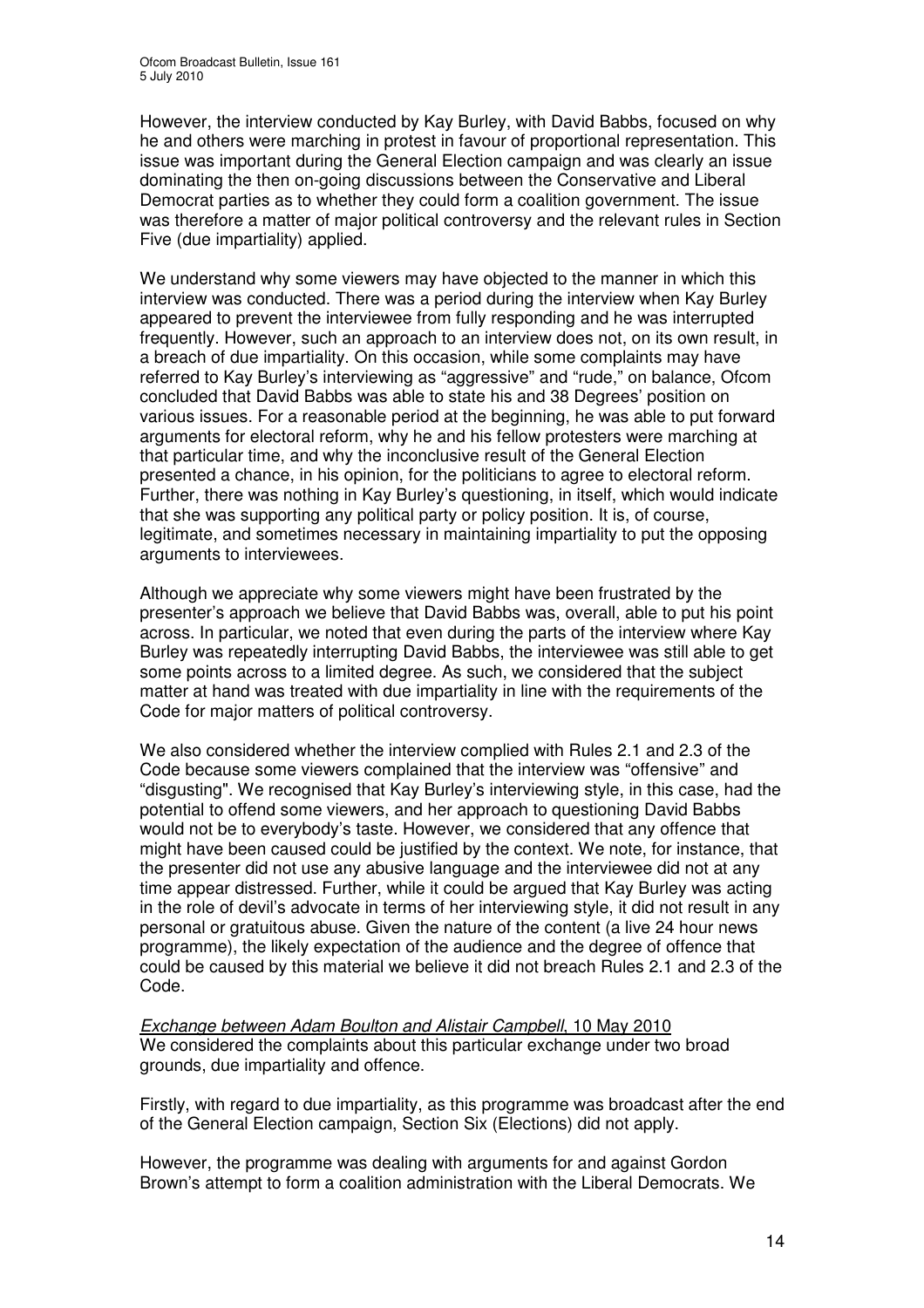However, the interview conducted by Kay Burley, with David Babbs, focused on why he and others were marching in protest in favour of proportional representation. This issue was important during the General Election campaign and was clearly an issue dominating the then on-going discussions between the Conservative and Liberal Democrat parties as to whether they could form a coalition government. The issue was therefore a matter of major political controversy and the relevant rules in Section Five (due impartiality) applied.

We understand why some viewers may have objected to the manner in which this interview was conducted. There was a period during the interview when Kay Burley appeared to prevent the interviewee from fully responding and he was interrupted frequently. However, such an approach to an interview does not, on its own result, in a breach of due impartiality. On this occasion, while some complaints may have referred to Kay Burley's interviewing as "aggressive" and "rude," on balance, Ofcom concluded that David Babbs was able to state his and 38 Degrees' position on various issues. For a reasonable period at the beginning, he was able to put forward arguments for electoral reform, why he and his fellow protesters were marching at that particular time, and why the inconclusive result of the General Election presented a chance, in his opinion, for the politicians to agree to electoral reform. Further, there was nothing in Kay Burley's questioning, in itself, which would indicate that she was supporting any political party or policy position. It is, of course, legitimate, and sometimes necessary in maintaining impartiality to put the opposing arguments to interviewees.

Although we appreciate why some viewers might have been frustrated by the presenter's approach we believe that David Babbs was, overall, able to put his point across. In particular, we noted that even during the parts of the interview where Kay Burley was repeatedly interrupting David Babbs, the interviewee was still able to get some points across to a limited degree. As such, we considered that the subject matter at hand was treated with due impartiality in line with the requirements of the Code for major matters of political controversy.

We also considered whether the interview complied with Rules 2.1 and 2.3 of the Code because some viewers complained that the interview was "offensive" and "disgusting". We recognised that Kay Burley's interviewing style, in this case, had the potential to offend some viewers, and her approach to questioning David Babbs would not be to everybody's taste. However, we considered that any offence that might have been caused could be justified by the context. We note, for instance, that the presenter did not use any abusive language and the interviewee did not at any time appear distressed. Further, while it could be argued that Kay Burley was acting in the role of devil's advocate in terms of her interviewing style, it did not result in any personal or gratuitous abuse. Given the nature of the content (a live 24 hour news programme), the likely expectation of the audience and the degree of offence that could be caused by this material we believe it did not breach Rules 2.1 and 2.3 of the Code.

*Exchange between Adam Boulton and Alistair Campbell*, 10 May 2010
We considered the complaints about this particular exchange under two broad grounds, due impartiality and offence.

Firstly, with regard to due impartiality, as this programme was broadcast after the end of the General Election campaign, Section Six (Elections) did not apply.

However, the programme was dealing with arguments for and against Gordon Brown's attempt to form a coalition administration with the Liberal Democrats. We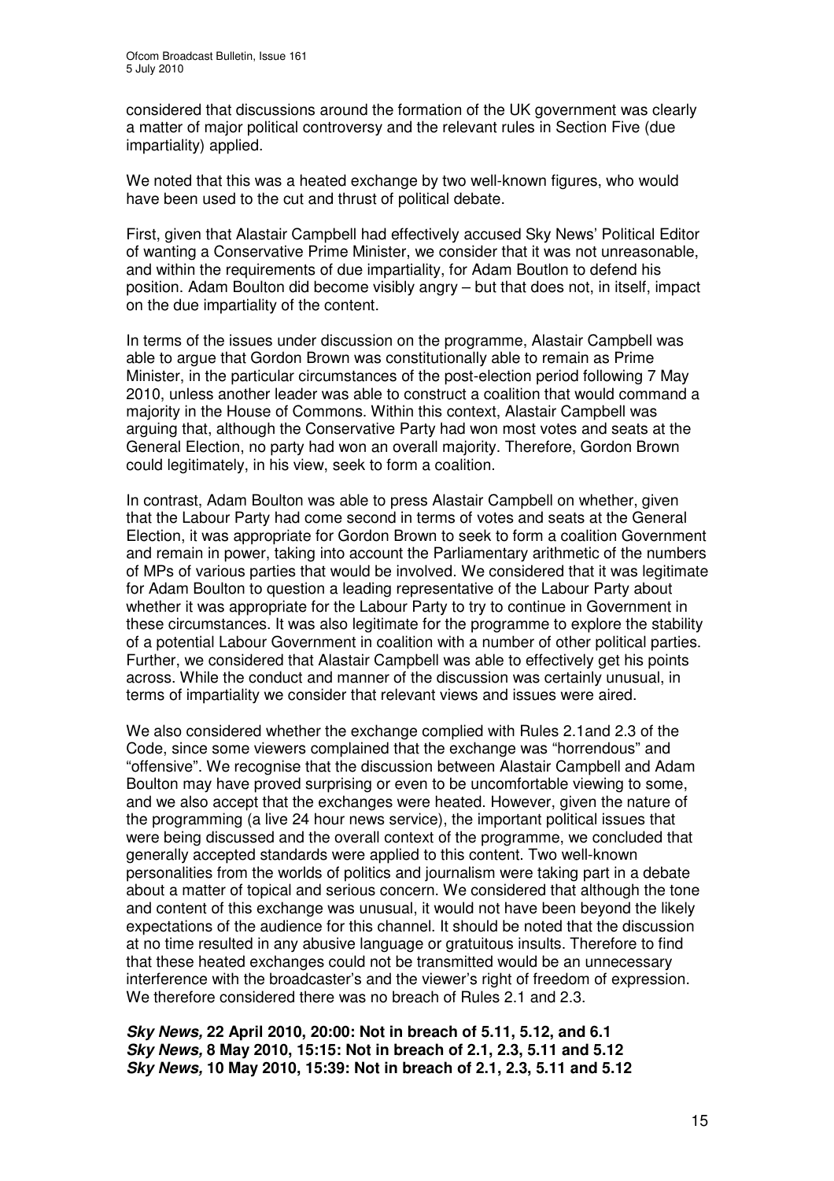considered that discussions around the formation of the UK government was clearly a matter of major political controversy and the relevant rules in Section Five (due impartiality) applied.

We noted that this was a heated exchange by two well-known figures, who would have been used to the cut and thrust of political debate.

First, given that Alastair Campbell had effectively accused Sky News' Political Editor of wanting a Conservative Prime Minister, we consider that it was not unreasonable, and within the requirements of due impartiality, for Adam Boutlon to defend his position. Adam Boulton did become visibly angry – but that does not, in itself, impact on the due impartiality of the content.

In terms of the issues under discussion on the programme, Alastair Campbell was able to argue that Gordon Brown was constitutionally able to remain as Prime Minister, in the particular circumstances of the post-election period following 7 May 2010, unless another leader was able to construct a coalition that would command a majority in the House of Commons. Within this context, Alastair Campbell was arguing that, although the Conservative Party had won most votes and seats at the General Election, no party had won an overall majority. Therefore, Gordon Brown could legitimately, in his view, seek to form a coalition.

In contrast, Adam Boulton was able to press Alastair Campbell on whether, given that the Labour Party had come second in terms of votes and seats at the General Election, it was appropriate for Gordon Brown to seek to form a coalition Government and remain in power, taking into account the Parliamentary arithmetic of the numbers of MPs of various parties that would be involved. We considered that it was legitimate for Adam Boulton to question a leading representative of the Labour Party about whether it was appropriate for the Labour Party to try to continue in Government in these circumstances. It was also legitimate for the programme to explore the stability of a potential Labour Government in coalition with a number of other political parties. Further, we considered that Alastair Campbell was able to effectively get his points across. While the conduct and manner of the discussion was certainly unusual, in terms of impartiality we consider that relevant views and issues were aired.

We also considered whether the exchange complied with Rules 2.1and 2.3 of the Code, since some viewers complained that the exchange was "horrendous" and "offensive". We recognise that the discussion between Alastair Campbell and Adam Boulton may have proved surprising or even to be uncomfortable viewing to some, and we also accept that the exchanges were heated. However, given the nature of the programming (a live 24 hour news service), the important political issues that were being discussed and the overall context of the programme, we concluded that generally accepted standards were applied to this content. Two well-known personalities from the worlds of politics and journalism were taking part in a debate about a matter of topical and serious concern. We considered that although the tone and content of this exchange was unusual, it would not have been beyond the likely expectations of the audience for this channel. It should be noted that the discussion at no time resulted in any abusive language or gratuitous insults. Therefore to find that these heated exchanges could not be transmitted would be an unnecessary interference with the broadcaster's and the viewer's right of freedom of expression. We therefore considered there was no breach of Rules 2.1 and 2.3.

***Sky News,* 22 April 2010, 20:00: Not in breach of 5.11, 5.12, and 6.1**
***Sky News,* 8 May 2010, 15:15: Not in breach of 2.1, 2.3, 5.11 and 5.12**
***Sky News,* 10 May 2010, 15:39: Not in breach of 2.1, 2.3, 5.11 and 5.12**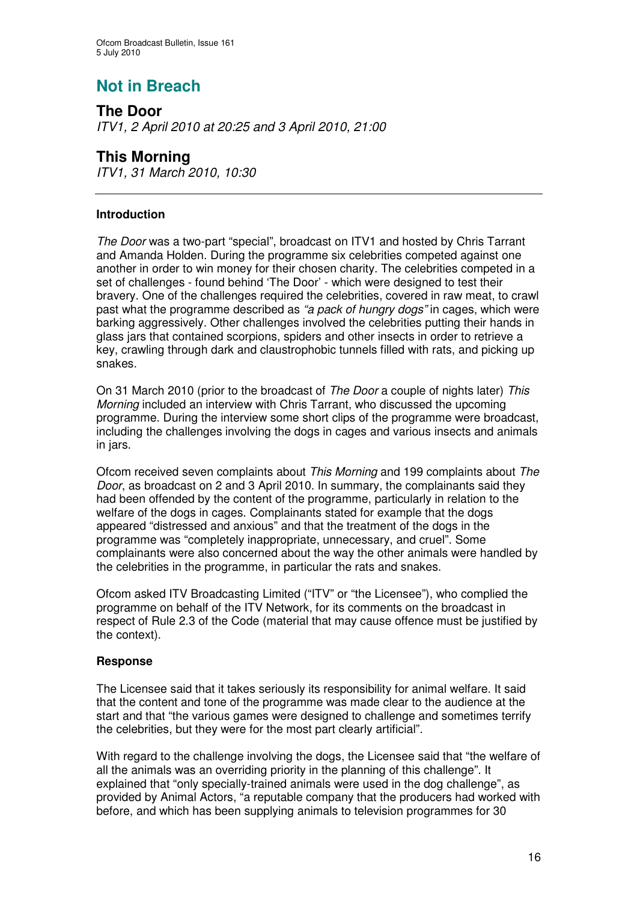# Not in Breach

## The Door

*ITV1, 2 April 2010 at 20:25 and 3 April 2010, 21:00*

## This Morning

*ITV1, 31 March 2010, 10:30*

---

### Introduction

*The Door* was a two-part "special", broadcast on ITV1 and hosted by Chris Tarrant and Amanda Holden. During the programme six celebrities competed against one another in order to win money for their chosen charity. The celebrities competed in a set of challenges - found behind 'The Door' - which were designed to test their bravery. One of the challenges required the celebrities, covered in raw meat, to crawl past what the programme described as *"a pack of hungry dogs"* in cages, which were barking aggressively. Other challenges involved the celebrities putting their hands in glass jars that contained scorpions, spiders and other insects in order to retrieve a key, crawling through dark and claustrophobic tunnels filled with rats, and picking up snakes.

On 31 March 2010 (prior to the broadcast of *The Door* a couple of nights later) *This Morning* included an interview with Chris Tarrant, who discussed the upcoming programme. During the interview some short clips of the programme were broadcast, including the challenges involving the dogs in cages and various insects and animals in jars.

Ofcom received seven complaints about *This Morning* and 199 complaints about *The Door*, as broadcast on 2 and 3 April 2010. In summary, the complainants said they had been offended by the content of the programme, particularly in relation to the welfare of the dogs in cages. Complainants stated for example that the dogs appeared "distressed and anxious" and that the treatment of the dogs in the programme was "completely inappropriate, unnecessary, and cruel". Some complainants were also concerned about the way the other animals were handled by the celebrities in the programme, in particular the rats and snakes.

Ofcom asked ITV Broadcasting Limited ("ITV" or "the Licensee"), who complied the programme on behalf of the ITV Network, for its comments on the broadcast in respect of Rule 2.3 of the Code (material that may cause offence must be justified by the context).

### Response

The Licensee said that it takes seriously its responsibility for animal welfare. It said that the content and tone of the programme was made clear to the audience at the start and that "the various games were designed to challenge and sometimes terrify the celebrities, but they were for the most part clearly artificial".

With regard to the challenge involving the dogs, the Licensee said that "the welfare of all the animals was an overriding priority in the planning of this challenge". It explained that "only specially-trained animals were used in the dog challenge", as provided by Animal Actors, "a reputable company that the producers had worked with before, and which has been supplying animals to television programmes for 30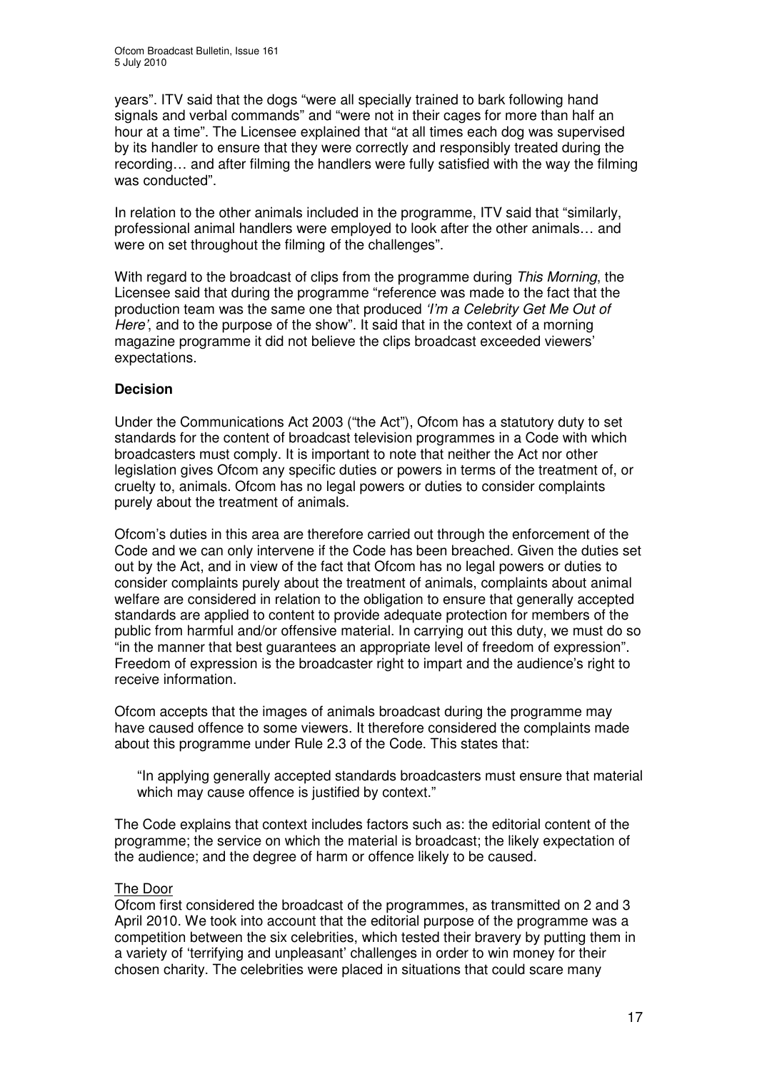years". ITV said that the dogs "were all specially trained to bark following hand signals and verbal commands" and "were not in their cages for more than half an hour at a time". The Licensee explained that "at all times each dog was supervised by its handler to ensure that they were correctly and responsibly treated during the recording… and after filming the handlers were fully satisfied with the way the filming was conducted".

In relation to the other animals included in the programme, ITV said that "similarly, professional animal handlers were employed to look after the other animals… and were on set throughout the filming of the challenges".

With regard to the broadcast of clips from the programme during *This Morning*, the Licensee said that during the programme "reference was made to the fact that the production team was the same one that produced *'I'm a Celebrity Get Me Out of Here'*, and to the purpose of the show". It said that in the context of a morning magazine programme it did not believe the clips broadcast exceeded viewers' expectations.

**Decision**

Under the Communications Act 2003 ("the Act"), Ofcom has a statutory duty to set standards for the content of broadcast television programmes in a Code with which broadcasters must comply. It is important to note that neither the Act nor other legislation gives Ofcom any specific duties or powers in terms of the treatment of, or cruelty to, animals. Ofcom has no legal powers or duties to consider complaints purely about the treatment of animals.

Ofcom's duties in this area are therefore carried out through the enforcement of the Code and we can only intervene if the Code has been breached. Given the duties set out by the Act, and in view of the fact that Ofcom has no legal powers or duties to consider complaints purely about the treatment of animals, complaints about animal welfare are considered in relation to the obligation to ensure that generally accepted standards are applied to content to provide adequate protection for members of the public from harmful and/or offensive material. In carrying out this duty, we must do so "in the manner that best guarantees an appropriate level of freedom of expression". Freedom of expression is the broadcaster right to impart and the audience's right to receive information.

Ofcom accepts that the images of animals broadcast during the programme may have caused offence to some viewers. It therefore considered the complaints made about this programme under Rule 2.3 of the Code. This states that:

> "In applying generally accepted standards broadcasters must ensure that material which may cause offence is justified by context."

The Code explains that context includes factors such as: the editorial content of the programme; the service on which the material is broadcast; the likely expectation of the audience; and the degree of harm or offence likely to be caused.

The Door

Ofcom first considered the broadcast of the programmes, as transmitted on 2 and 3 April 2010. We took into account that the editorial purpose of the programme was a competition between the six celebrities, which tested their bravery by putting them in a variety of 'terrifying and unpleasant' challenges in order to win money for their chosen charity. The celebrities were placed in situations that could scare many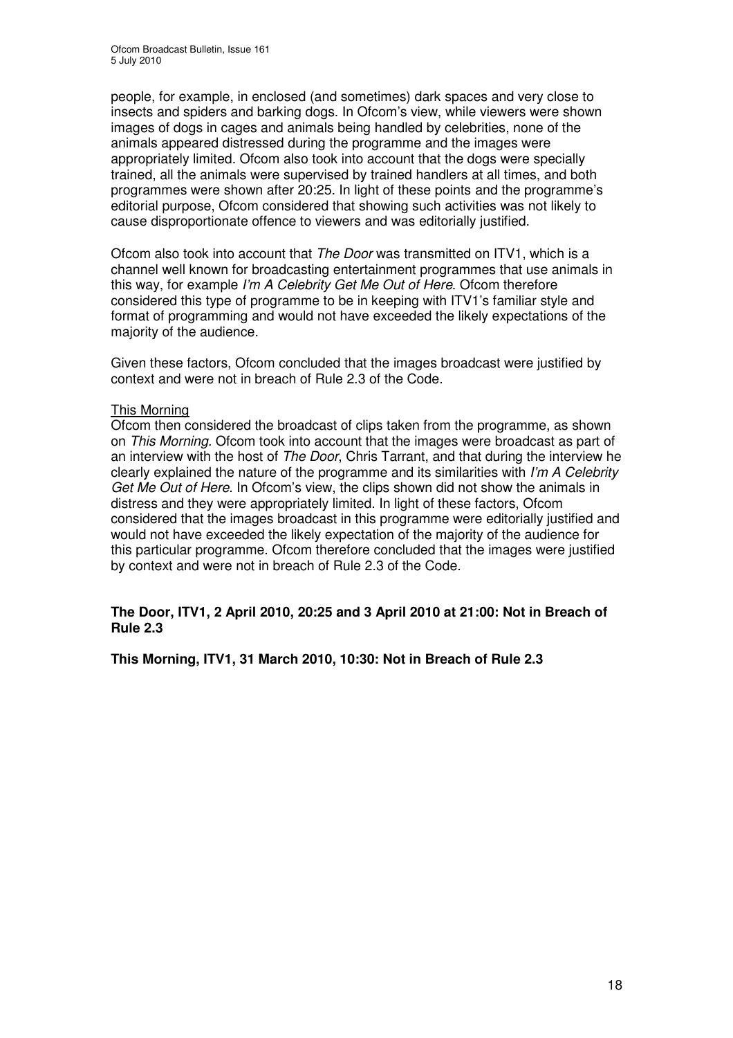people, for example, in enclosed (and sometimes) dark spaces and very close to insects and spiders and barking dogs. In Ofcom's view, while viewers were shown images of dogs in cages and animals being handled by celebrities, none of the animals appeared distressed during the programme and the images were appropriately limited. Ofcom also took into account that the dogs were specially trained, all the animals were supervised by trained handlers at all times, and both programmes were shown after 20:25. In light of these points and the programme's editorial purpose, Ofcom considered that showing such activities was not likely to cause disproportionate offence to viewers and was editorially justified.

Ofcom also took into account that *The Door* was transmitted on ITV1, which is a channel well known for broadcasting entertainment programmes that use animals in this way, for example *I'm A Celebrity Get Me Out of Here*. Ofcom therefore considered this type of programme to be in keeping with ITV1's familiar style and format of programming and would not have exceeded the likely expectations of the majority of the audience.

Given these factors, Ofcom concluded that the images broadcast were justified by context and were not in breach of Rule 2.3 of the Code.

<u>This Morning</u>

Ofcom then considered the broadcast of clips taken from the programme, as shown on *This Morning.* Ofcom took into account that the images were broadcast as part of an interview with the host of *The Door*, Chris Tarrant, and that during the interview he clearly explained the nature of the programme and its similarities with *I'm A Celebrity Get Me Out of Here*. In Ofcom's view, the clips shown did not show the animals in distress and they were appropriately limited. In light of these factors, Ofcom considered that the images broadcast in this programme were editorially justified and would not have exceeded the likely expectation of the majority of the audience for this particular programme. Ofcom therefore concluded that the images were justified by context and were not in breach of Rule 2.3 of the Code.

**The Door, ITV1, 2 April 2010, 20:25 and 3 April 2010 at 21:00: Not in Breach of Rule 2.3**

**This Morning, ITV1, 31 March 2010, 10:30: Not in Breach of Rule 2.3**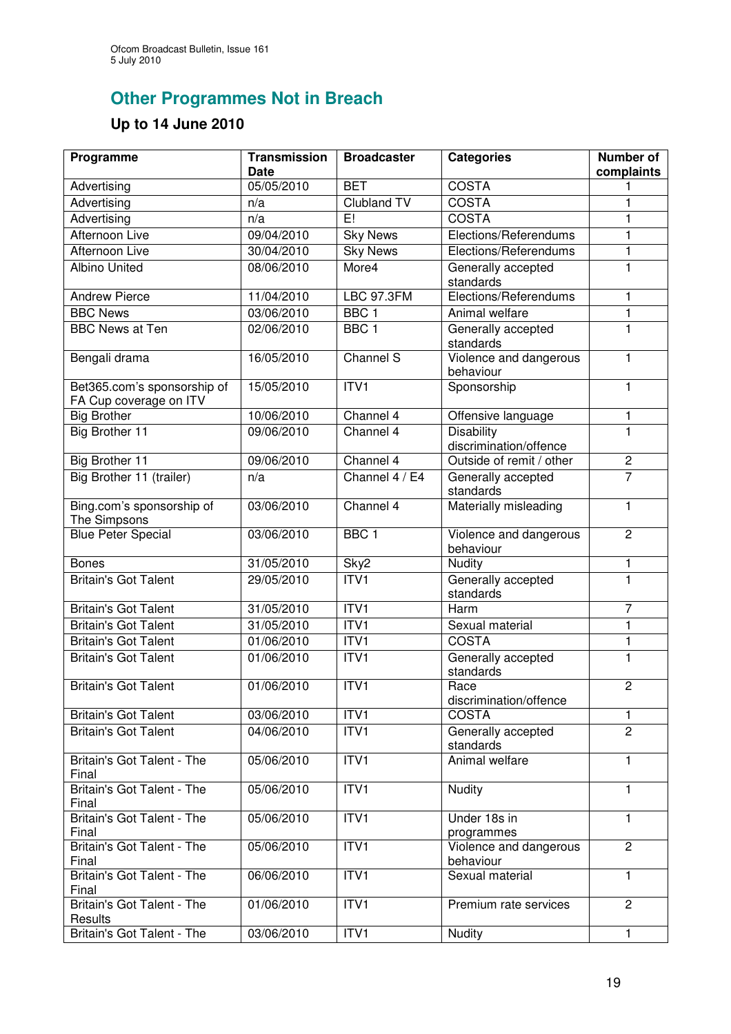## Other Programmes Not in Breach

### Up to 14 June 2010

| Programme | Transmission Date | Broadcaster | Categories | Number of complaints |
|---|---|---|---|---|
| Advertising | 05/05/2010 | BET | COSTA | 1 |
| Advertising | n/a | Clubland TV | COSTA | 1 |
| Advertising | n/a | E! | COSTA | 1 |
| Afternoon Live | 09/04/2010 | Sky News | Elections/Referendums | 1 |
| Afternoon Live | 30/04/2010 | Sky News | Elections/Referendums | 1 |
| Albino United | 08/06/2010 | More4 | Generally accepted standards | 1 |
| Andrew Pierce | 11/04/2010 | LBC 97.3FM | Elections/Referendums | 1 |
| BBC News | 03/06/2010 | BBC 1 | Animal welfare | 1 |
| BBC News at Ten | 02/06/2010 | BBC 1 | Generally accepted standards | 1 |
| Bengali drama | 16/05/2010 | Channel S | Violence and dangerous behaviour | 1 |
| Bet365.com's sponsorship of FA Cup coverage on ITV | 15/05/2010 | ITV1 | Sponsorship | 1 |
| Big Brother | 10/06/2010 | Channel 4 | Offensive language | 1 |
| Big Brother 11 | 09/06/2010 | Channel 4 | Disability discrimination/offence | 1 |
| Big Brother 11 | 09/06/2010 | Channel 4 | Outside of remit / other | 2 |
| Big Brother 11 (trailer) | n/a | Channel 4 / E4 | Generally accepted standards | 7 |
| Bing.com's sponsorship of The Simpsons | 03/06/2010 | Channel 4 | Materially misleading | 1 |
| Blue Peter Special | 03/06/2010 | BBC 1 | Violence and dangerous behaviour | 2 |
| Bones | 31/05/2010 | Sky2 | Nudity | 1 |
| Britain's Got Talent | 29/05/2010 | ITV1 | Generally accepted standards | 1 |
| Britain's Got Talent | 31/05/2010 | ITV1 | Harm | 7 |
| Britain's Got Talent | 31/05/2010 | ITV1 | Sexual material | 1 |
| Britain's Got Talent | 01/06/2010 | ITV1 | COSTA | 1 |
| Britain's Got Talent | 01/06/2010 | ITV1 | Generally accepted standards | 1 |
| Britain's Got Talent | 01/06/2010 | ITV1 | Race discrimination/offence | 2 |
| Britain's Got Talent | 03/06/2010 | ITV1 | COSTA | 1 |
| Britain's Got Talent | 04/06/2010 | ITV1 | Generally accepted standards | 2 |
| Britain's Got Talent - The Final | 05/06/2010 | ITV1 | Animal welfare | 1 |
| Britain's Got Talent - The Final | 05/06/2010 | ITV1 | Nudity | 1 |
| Britain's Got Talent - The Final | 05/06/2010 | ITV1 | Under 18s in programmes | 1 |
| Britain's Got Talent - The Final | 05/06/2010 | ITV1 | Violence and dangerous behaviour | 2 |
| Britain's Got Talent - The Final | 06/06/2010 | ITV1 | Sexual material | 1 |
| Britain's Got Talent - The Results | 01/06/2010 | ITV1 | Premium rate services | 2 |
| Britain's Got Talent - The | 03/06/2010 | ITV1 | Nudity | 1 |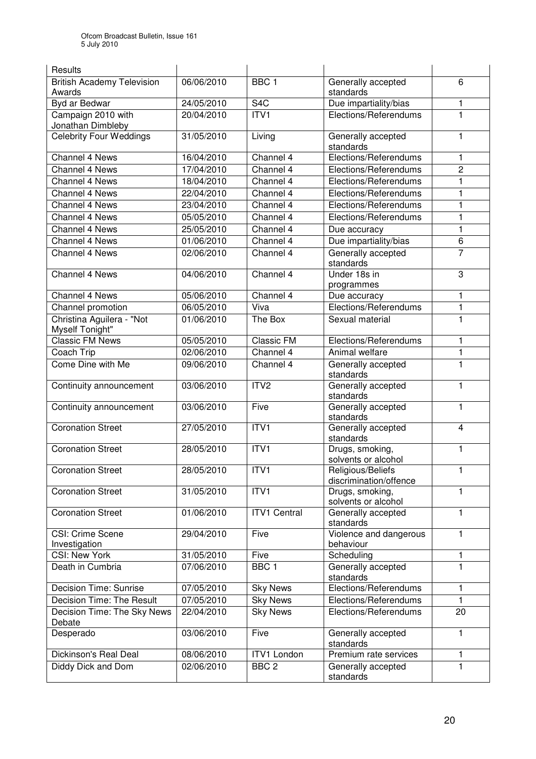| Results | | | | |
|---|---|---|---|---|
| British Academy Television Awards | 06/06/2010 | BBC 1 | Generally accepted standards | 6 |
| Byd ar Bedwar | 24/05/2010 | S4C | Due impartiality/bias | 1 |
| Campaign 2010 with Jonathan Dimbleby | 20/04/2010 | ITV1 | Elections/Referendums | 1 |
| Celebrity Four Weddings | 31/05/2010 | Living | Generally accepted standards | 1 |
| Channel 4 News | 16/04/2010 | Channel 4 | Elections/Referendums | 1 |
| Channel 4 News | 17/04/2010 | Channel 4 | Elections/Referendums | 2 |
| Channel 4 News | 18/04/2010 | Channel 4 | Elections/Referendums | 1 |
| Channel 4 News | 22/04/2010 | Channel 4 | Elections/Referendums | 1 |
| Channel 4 News | 23/04/2010 | Channel 4 | Elections/Referendums | 1 |
| Channel 4 News | 05/05/2010 | Channel 4 | Elections/Referendums | 1 |
| Channel 4 News | 25/05/2010 | Channel 4 | Due accuracy | 1 |
| Channel 4 News | 01/06/2010 | Channel 4 | Due impartiality/bias | 6 |
| Channel 4 News | 02/06/2010 | Channel 4 | Generally accepted standards | 7 |
| Channel 4 News | 04/06/2010 | Channel 4 | Under 18s in programmes | 3 |
| Channel 4 News | 05/06/2010 | Channel 4 | Due accuracy | 1 |
| Channel promotion | 06/05/2010 | Viva | Elections/Referendums | 1 |
| Christina Aguilera - "Not Myself Tonight" | 01/06/2010 | The Box | Sexual material | 1 |
| Classic FM News | 05/05/2010 | Classic FM | Elections/Referendums | 1 |
| Coach Trip | 02/06/2010 | Channel 4 | Animal welfare | 1 |
| Come Dine with Me | 09/06/2010 | Channel 4 | Generally accepted standards | 1 |
| Continuity announcement | 03/06/2010 | ITV2 | Generally accepted standards | 1 |
| Continuity announcement | 03/06/2010 | Five | Generally accepted standards | 1 |
| Coronation Street | 27/05/2010 | ITV1 | Generally accepted standards | 4 |
| Coronation Street | 28/05/2010 | ITV1 | Drugs, smoking, solvents or alcohol | 1 |
| Coronation Street | 28/05/2010 | ITV1 | Religious/Beliefs discrimination/offence | 1 |
| Coronation Street | 31/05/2010 | ITV1 | Drugs, smoking, solvents or alcohol | 1 |
| Coronation Street | 01/06/2010 | ITV1 Central | Generally accepted standards | 1 |
| CSI: Crime Scene Investigation | 29/04/2010 | Five | Violence and dangerous behaviour | 1 |
| CSI: New York | 31/05/2010 | Five | Scheduling | 1 |
| Death in Cumbria | 07/06/2010 | BBC 1 | Generally accepted standards | 1 |
| Decision Time: Sunrise | 07/05/2010 | Sky News | Elections/Referendums | 1 |
| Decision Time: The Result | 07/05/2010 | Sky News | Elections/Referendums | 1 |
| Decision Time: The Sky News Debate | 22/04/2010 | Sky News | Elections/Referendums | 20 |
| Desperado | 03/06/2010 | Five | Generally accepted standards | 1 |
| Dickinson's Real Deal | 08/06/2010 | ITV1 London | Premium rate services | 1 |
| Diddy Dick and Dom | 02/06/2010 | BBC 2 | Generally accepted standards | 1 |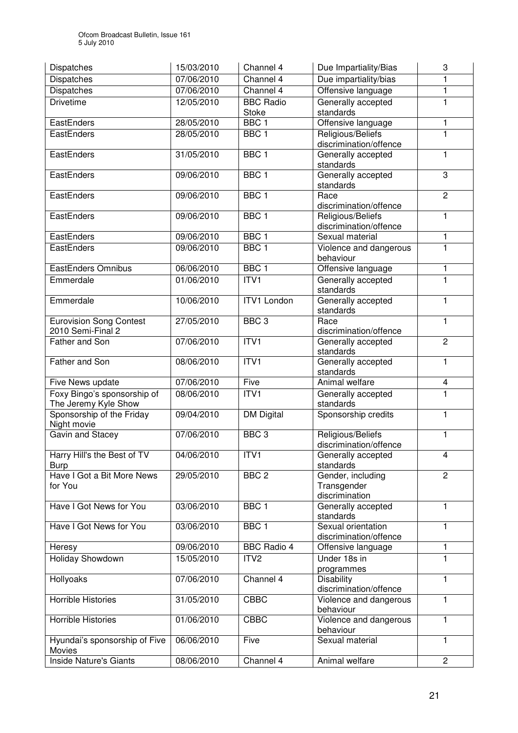| Dispatches | 15/03/2010 | Channel 4 | Due Impartiality/Bias | 3 |
|---|---|---|---|---|
| Dispatches | 07/06/2010 | Channel 4 | Due impartiality/bias | 1 |
| Dispatches | 07/06/2010 | Channel 4 | Offensive language | 1 |
| Drivetime | 12/05/2010 | BBC Radio Stoke | Generally accepted standards | 1 |
| EastEnders | 28/05/2010 | BBC 1 | Offensive language | 1 |
| EastEnders | 28/05/2010 | BBC 1 | Religious/Beliefs discrimination/offence | 1 |
| EastEnders | 31/05/2010 | BBC 1 | Generally accepted standards | 1 |
| EastEnders | 09/06/2010 | BBC 1 | Generally accepted standards | 3 |
| EastEnders | 09/06/2010 | BBC 1 | Race discrimination/offence | 2 |
| EastEnders | 09/06/2010 | BBC 1 | Religious/Beliefs discrimination/offence | 1 |
| EastEnders | 09/06/2010 | BBC 1 | Sexual material | 1 |
| EastEnders | 09/06/2010 | BBC 1 | Violence and dangerous behaviour | 1 |
| EastEnders Omnibus | 06/06/2010 | BBC 1 | Offensive language | 1 |
| Emmerdale | 01/06/2010 | ITV1 | Generally accepted standards | 1 |
| Emmerdale | 10/06/2010 | ITV1 London | Generally accepted standards | 1 |
| Eurovision Song Contest 2010 Semi-Final 2 | 27/05/2010 | BBC 3 | Race discrimination/offence | 1 |
| Father and Son | 07/06/2010 | ITV1 | Generally accepted standards | 2 |
| Father and Son | 08/06/2010 | ITV1 | Generally accepted standards | 1 |
| Five News update | 07/06/2010 | Five | Animal welfare | 4 |
| Foxy Bingo's sponsorship of The Jeremy Kyle Show | 08/06/2010 | ITV1 | Generally accepted standards | 1 |
| Sponsorship of the Friday Night movie | 09/04/2010 | DM Digital | Sponsorship credits | 1 |
| Gavin and Stacey | 07/06/2010 | BBC 3 | Religious/Beliefs discrimination/offence | 1 |
| Harry Hill's the Best of TV Burp | 04/06/2010 | ITV1 | Generally accepted standards | 4 |
| Have I Got a Bit More News for You | 29/05/2010 | BBC 2 | Gender, including Transgender discrimination | 2 |
| Have I Got News for You | 03/06/2010 | BBC 1 | Generally accepted standards | 1 |
| Have I Got News for You | 03/06/2010 | BBC 1 | Sexual orientation discrimination/offence | 1 |
| Heresy | 09/06/2010 | BBC Radio 4 | Offensive language | 1 |
| Holiday Showdown | 15/05/2010 | ITV2 | Under 18s in programmes | 1 |
| Hollyoaks | 07/06/2010 | Channel 4 | Disability discrimination/offence | 1 |
| Horrible Histories | 31/05/2010 | CBBC | Violence and dangerous behaviour | 1 |
| Horrible Histories | 01/06/2010 | CBBC | Violence and dangerous behaviour | 1 |
| Hyundai's sponsorship of Five Movies | 06/06/2010 | Five | Sexual material | 1 |
| Inside Nature's Giants | 08/06/2010 | Channel 4 | Animal welfare | 2 |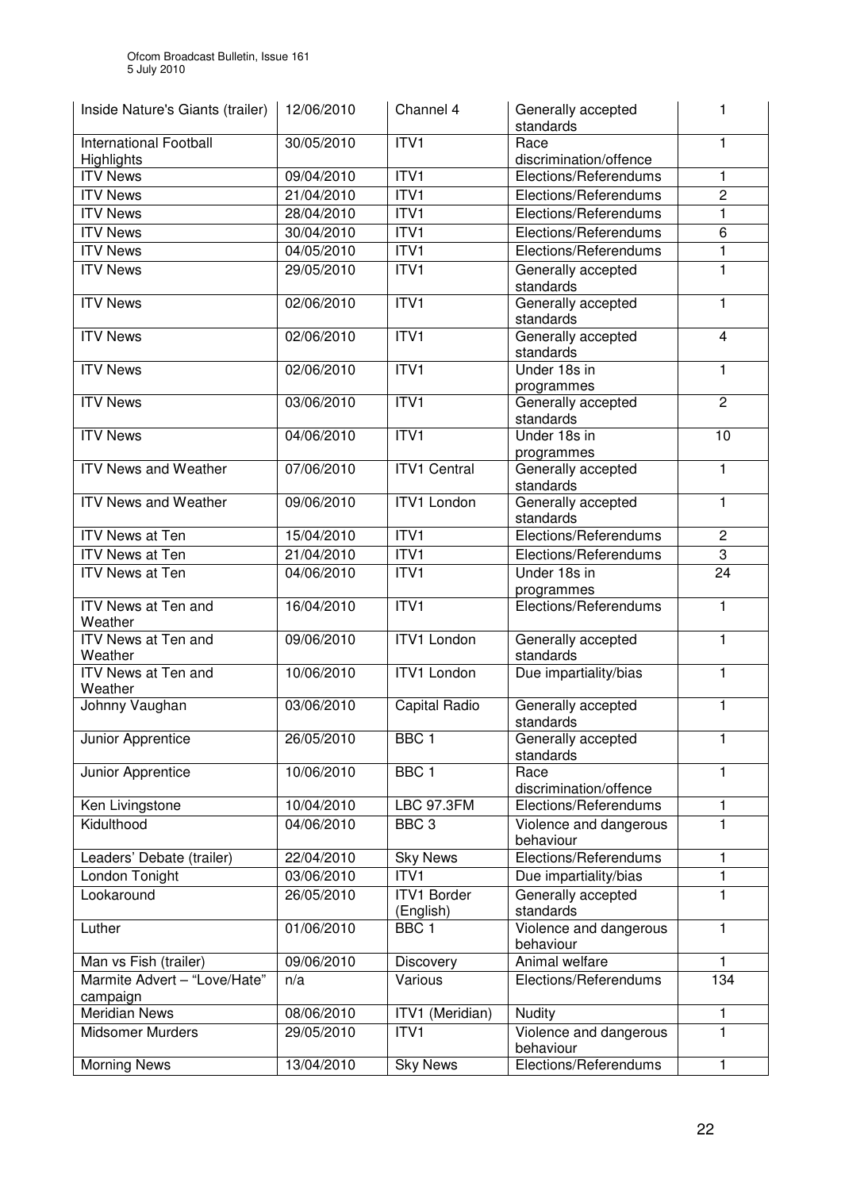| Inside Nature's Giants (trailer) | 12/06/2010 | Channel 4 | Generally accepted standards | 1 |
|---|---|---|---|---|
| International Football Highlights | 30/05/2010 | ITV1 | Race discrimination/offence | 1 |
| ITV News | 09/04/2010 | ITV1 | Elections/Referendums | 1 |
| ITV News | 21/04/2010 | ITV1 | Elections/Referendums | 2 |
| ITV News | 28/04/2010 | ITV1 | Elections/Referendums | 1 |
| ITV News | 30/04/2010 | ITV1 | Elections/Referendums | 6 |
| ITV News | 04/05/2010 | ITV1 | Elections/Referendums | 1 |
| ITV News | 29/05/2010 | ITV1 | Generally accepted standards | 1 |
| ITV News | 02/06/2010 | ITV1 | Generally accepted standards | 1 |
| ITV News | 02/06/2010 | ITV1 | Generally accepted standards | 4 |
| ITV News | 02/06/2010 | ITV1 | Under 18s in programmes | 1 |
| ITV News | 03/06/2010 | ITV1 | Generally accepted standards | 2 |
| ITV News | 04/06/2010 | ITV1 | Under 18s in programmes | 10 |
| ITV News and Weather | 07/06/2010 | ITV1 Central | Generally accepted standards | 1 |
| ITV News and Weather | 09/06/2010 | ITV1 London | Generally accepted standards | 1 |
| ITV News at Ten | 15/04/2010 | ITV1 | Elections/Referendums | 2 |
| ITV News at Ten | 21/04/2010 | ITV1 | Elections/Referendums | 3 |
| ITV News at Ten | 04/06/2010 | ITV1 | Under 18s in programmes | 24 |
| ITV News at Ten and Weather | 16/04/2010 | ITV1 | Elections/Referendums | 1 |
| ITV News at Ten and Weather | 09/06/2010 | ITV1 London | Generally accepted standards | 1 |
| ITV News at Ten and Weather | 10/06/2010 | ITV1 London | Due impartiality/bias | 1 |
| Johnny Vaughan | 03/06/2010 | Capital Radio | Generally accepted standards | 1 |
| Junior Apprentice | 26/05/2010 | BBC 1 | Generally accepted standards | 1 |
| Junior Apprentice | 10/06/2010 | BBC 1 | Race discrimination/offence | 1 |
| Ken Livingstone | 10/04/2010 | LBC 97.3FM | Elections/Referendums | 1 |
| Kidulthood | 04/06/2010 | BBC 3 | Violence and dangerous behaviour | 1 |
| Leaders' Debate (trailer) | 22/04/2010 | Sky News | Elections/Referendums | 1 |
| London Tonight | 03/06/2010 | ITV1 | Due impartiality/bias | 1 |
| Lookaround | 26/05/2010 | ITV1 Border (English) | Generally accepted standards | 1 |
| Luther | 01/06/2010 | BBC 1 | Violence and dangerous behaviour | 1 |
| Man vs Fish (trailer) | 09/06/2010 | Discovery | Animal welfare | 1 |
| Marmite Advert – "Love/Hate" campaign | n/a | Various | Elections/Referendums | 134 |
| Meridian News | 08/06/2010 | ITV1 (Meridian) | Nudity | 1 |
| Midsomer Murders | 29/05/2010 | ITV1 | Violence and dangerous behaviour | 1 |
| Morning News | 13/04/2010 | Sky News | Elections/Referendums | 1 |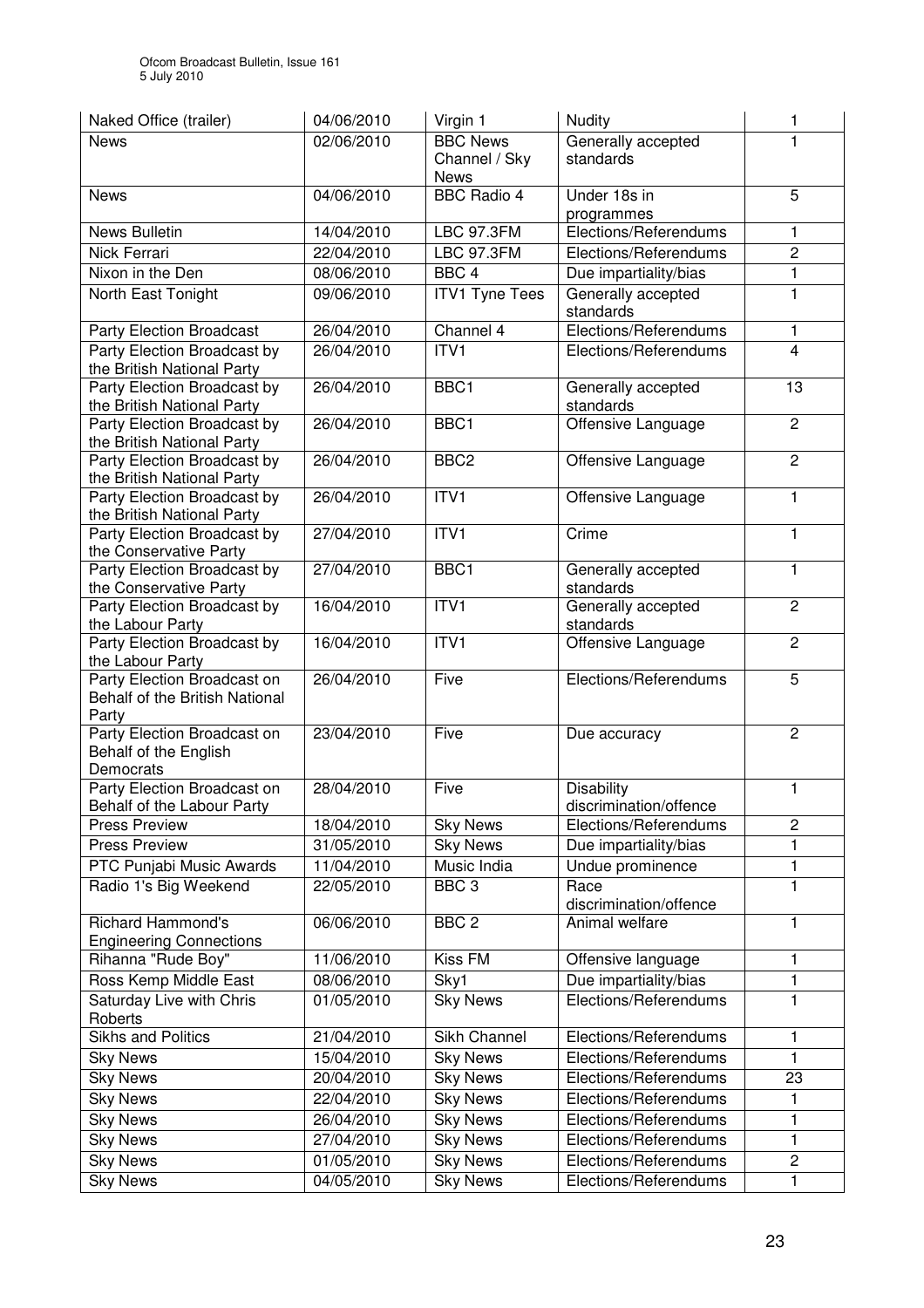| Naked Office (trailer) | 04/06/2010 | Virgin 1 | Nudity | 1 |
|---|---|---|---|---|
| News | 02/06/2010 | BBC News Channel / Sky News | Generally accepted standards | 1 |
| News | 04/06/2010 | BBC Radio 4 | Under 18s in programmes | 5 |
| News Bulletin | 14/04/2010 | LBC 97.3FM | Elections/Referendums | 1 |
| Nick Ferrari | 22/04/2010 | LBC 97.3FM | Elections/Referendums | 2 |
| Nixon in the Den | 08/06/2010 | BBC 4 | Due impartiality/bias | 1 |
| North East Tonight | 09/06/2010 | ITV1 Tyne Tees | Generally accepted standards | 1 |
| Party Election Broadcast | 26/04/2010 | Channel 4 | Elections/Referendums | 1 |
| Party Election Broadcast by the British National Party | 26/04/2010 | ITV1 | Elections/Referendums | 4 |
| Party Election Broadcast by the British National Party | 26/04/2010 | BBC1 | Generally accepted standards | 13 |
| Party Election Broadcast by the British National Party | 26/04/2010 | BBC1 | Offensive Language | 2 |
| Party Election Broadcast by the British National Party | 26/04/2010 | BBC2 | Offensive Language | 2 |
| Party Election Broadcast by the British National Party | 26/04/2010 | ITV1 | Offensive Language | 1 |
| Party Election Broadcast by the Conservative Party | 27/04/2010 | ITV1 | Crime | 1 |
| Party Election Broadcast by the Conservative Party | 27/04/2010 | BBC1 | Generally accepted standards | 1 |
| Party Election Broadcast by the Labour Party | 16/04/2010 | ITV1 | Generally accepted standards | 2 |
| Party Election Broadcast by the Labour Party | 16/04/2010 | ITV1 | Offensive Language | 2 |
| Party Election Broadcast on Behalf of the British National Party | 26/04/2010 | Five | Elections/Referendums | 5 |
| Party Election Broadcast on Behalf of the English Democrats | 23/04/2010 | Five | Due accuracy | 2 |
| Party Election Broadcast on Behalf of the Labour Party | 28/04/2010 | Five | Disability discrimination/offence | 1 |
| Press Preview | 18/04/2010 | Sky News | Elections/Referendums | 2 |
| Press Preview | 31/05/2010 | Sky News | Due impartiality/bias | 1 |
| PTC Punjabi Music Awards | 11/04/2010 | Music India | Undue prominence | 1 |
| Radio 1's Big Weekend | 22/05/2010 | BBC 3 | Race discrimination/offence | 1 |
| Richard Hammond's Engineering Connections | 06/06/2010 | BBC 2 | Animal welfare | 1 |
| Rihanna "Rude Boy" | 11/06/2010 | Kiss FM | Offensive language | 1 |
| Ross Kemp Middle East | 08/06/2010 | Sky1 | Due impartiality/bias | 1 |
| Saturday Live with Chris Roberts | 01/05/2010 | Sky News | Elections/Referendums | 1 |
| Sikhs and Politics | 21/04/2010 | Sikh Channel | Elections/Referendums | 1 |
| Sky News | 15/04/2010 | Sky News | Elections/Referendums | 1 |
| Sky News | 20/04/2010 | Sky News | Elections/Referendums | 23 |
| Sky News | 22/04/2010 | Sky News | Elections/Referendums | 1 |
| Sky News | 26/04/2010 | Sky News | Elections/Referendums | 1 |
| Sky News | 27/04/2010 | Sky News | Elections/Referendums | 1 |
| Sky News | 01/05/2010 | Sky News | Elections/Referendums | 2 |
| Sky News | 04/05/2010 | Sky News | Elections/Referendums | 1 |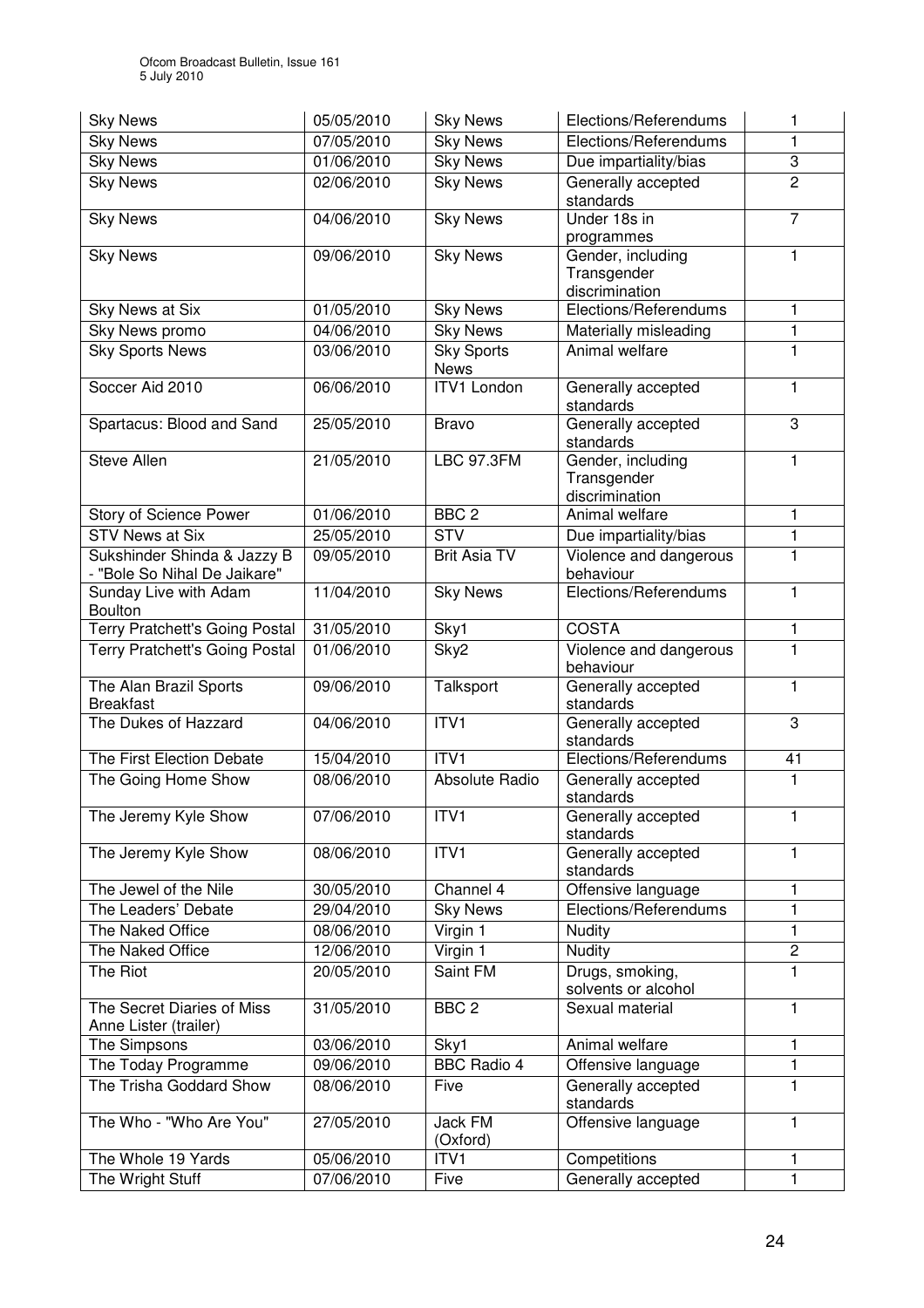| Sky News | 05/05/2010 | Sky News | Elections/Referendums | 1 |
|---|---|---|---|---|
| Sky News | 07/05/2010 | Sky News | Elections/Referendums | 1 |
| Sky News | 01/06/2010 | Sky News | Due impartiality/bias | 3 |
| Sky News | 02/06/2010 | Sky News | Generally accepted standards | 2 |
| Sky News | 04/06/2010 | Sky News | Under 18s in programmes | 7 |
| Sky News | 09/06/2010 | Sky News | Gender, including Transgender discrimination | 1 |
| Sky News at Six | 01/05/2010 | Sky News | Elections/Referendums | 1 |
| Sky News promo | 04/06/2010 | Sky News | Materially misleading | 1 |
| Sky Sports News | 03/06/2010 | Sky Sports News | Animal welfare | 1 |
| Soccer Aid 2010 | 06/06/2010 | ITV1 London | Generally accepted standards | 1 |
| Spartacus: Blood and Sand | 25/05/2010 | Bravo | Generally accepted standards | 3 |
| Steve Allen | 21/05/2010 | LBC 97.3FM | Gender, including Transgender discrimination | 1 |
| Story of Science Power | 01/06/2010 | BBC 2 | Animal welfare | 1 |
| STV News at Six | 25/05/2010 | STV | Due impartiality/bias | 1 |
| Sukshinder Shinda & Jazzy B - "Bole So Nihal De Jaikare" | 09/05/2010 | Brit Asia TV | Violence and dangerous behaviour | 1 |
| Sunday Live with Adam Boulton | 11/04/2010 | Sky News | Elections/Referendums | 1 |
| Terry Pratchett's Going Postal | 31/05/2010 | Sky1 | COSTA | 1 |
| Terry Pratchett's Going Postal | 01/06/2010 | Sky2 | Violence and dangerous behaviour | 1 |
| The Alan Brazil Sports Breakfast | 09/06/2010 | Talksport | Generally accepted standards | 1 |
| The Dukes of Hazzard | 04/06/2010 | ITV1 | Generally accepted standards | 3 |
| The First Election Debate | 15/04/2010 | ITV1 | Elections/Referendums | 41 |
| The Going Home Show | 08/06/2010 | Absolute Radio | Generally accepted standards | 1 |
| The Jeremy Kyle Show | 07/06/2010 | ITV1 | Generally accepted standards | 1 |
| The Jeremy Kyle Show | 08/06/2010 | ITV1 | Generally accepted standards | 1 |
| The Jewel of the Nile | 30/05/2010 | Channel 4 | Offensive language | 1 |
| The Leaders' Debate | 29/04/2010 | Sky News | Elections/Referendums | 1 |
| The Naked Office | 08/06/2010 | Virgin 1 | Nudity | 1 |
| The Naked Office | 12/06/2010 | Virgin 1 | Nudity | 2 |
| The Riot | 20/05/2010 | Saint FM | Drugs, smoking, solvents or alcohol | 1 |
| The Secret Diaries of Miss Anne Lister (trailer) | 31/05/2010 | BBC 2 | Sexual material | 1 |
| The Simpsons | 03/06/2010 | Sky1 | Animal welfare | 1 |
| The Today Programme | 09/06/2010 | BBC Radio 4 | Offensive language | 1 |
| The Trisha Goddard Show | 08/06/2010 | Five | Generally accepted standards | 1 |
| The Who - "Who Are You" | 27/05/2010 | Jack FM (Oxford) | Offensive language | 1 |
| The Whole 19 Yards | 05/06/2010 | ITV1 | Competitions | 1 |
| The Wright Stuff | 07/06/2010 | Five | Generally accepted | 1 |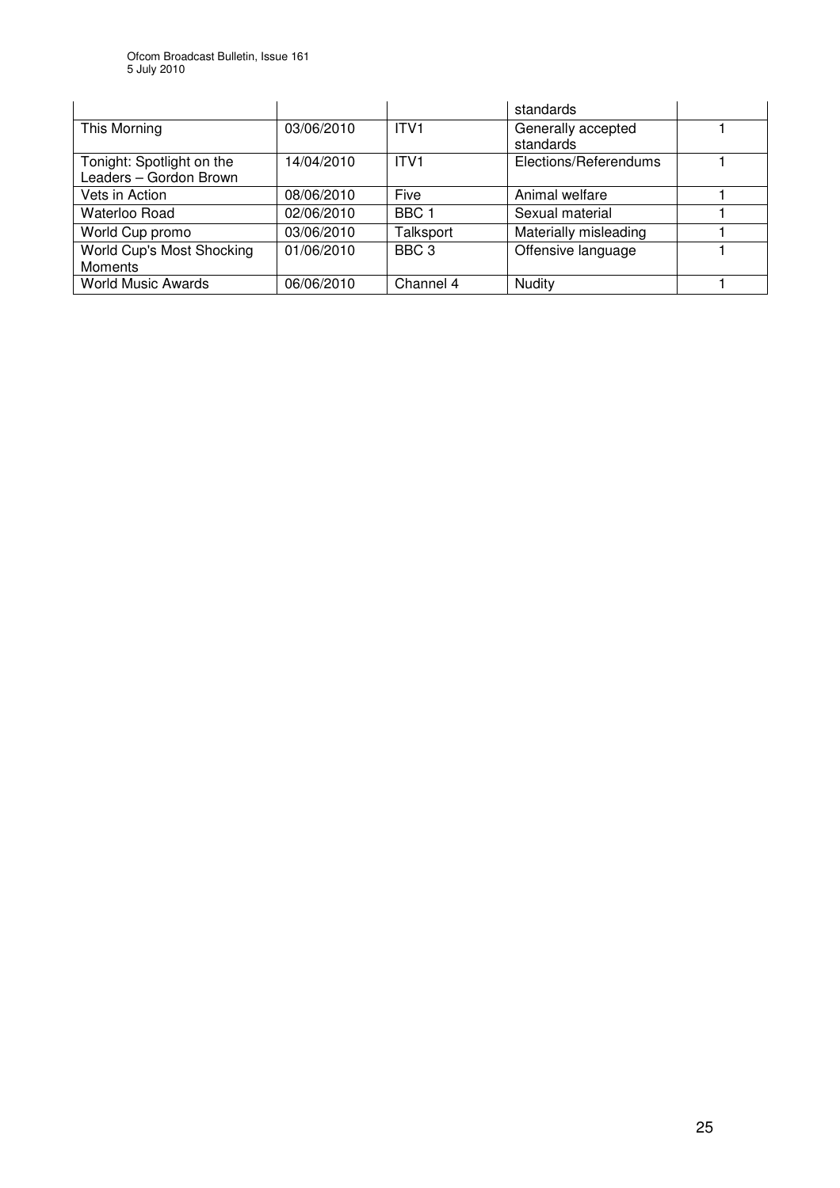| | | | | |
|---|---|---|---|---|
| | | | standards | |
| This Morning | 03/06/2010 | ITV1 | Generally accepted standards | 1 |
| Tonight: Spotlight on the Leaders – Gordon Brown | 14/04/2010 | ITV1 | Elections/Referendums | 1 |
| Vets in Action | 08/06/2010 | Five | Animal welfare | 1 |
| Waterloo Road | 02/06/2010 | BBC 1 | Sexual material | 1 |
| World Cup promo | 03/06/2010 | Talksport | Materially misleading | 1 |
| World Cup's Most Shocking Moments | 01/06/2010 | BBC 3 | Offensive language | 1 |
| World Music Awards | 06/06/2010 | Channel 4 | Nudity | 1 |